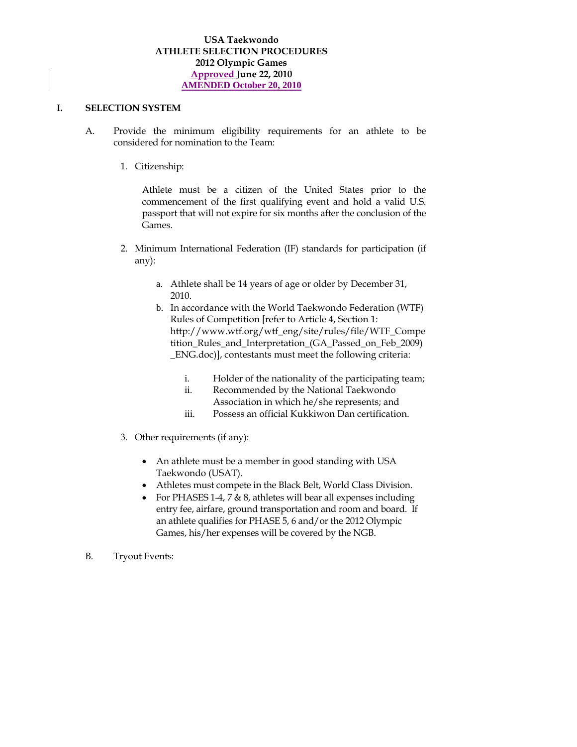**USA Taekwondo**
**ATHLETE SELECTION PROCEDURES**
**2012 Olympic Games**
**Approved June 22, 2010**
**AMENDED October 20, 2010**

## I. SELECTION SYSTEM

A. Provide the minimum eligibility requirements for an athlete to be considered for nomination to the Team:

1. Citizenship:

   Athlete must be a citizen of the United States prior to the commencement of the first qualifying event and hold a valid U.S. passport that will not expire for six months after the conclusion of the Games.

2. Minimum International Federation (IF) standards for participation (if any):

   a. Athlete shall be 14 years of age or older by December 31, 2010.
   
   b. In accordance with the World Taekwondo Federation (WTF) Rules of Competition [refer to Article 4, Section 1: http://www.wtf.org/wtf_eng/site/rules/file/WTF_Competition_Rules_and_Interpretation_(GA_Passed_on_Feb_2009)_ENG.doc)], contestants must meet the following criteria:

      i. Holder of the nationality of the participating team;
      
      ii. Recommended by the National Taekwondo Association in which he/she represents; and
      
      iii. Possess an official Kukkiwon Dan certification.

3. Other requirements (if any):

   - An athlete must be a member in good standing with USA Taekwondo (USAT).
   - Athletes must compete in the Black Belt, World Class Division.
   - For PHASES 1-4, 7 & 8, athletes will bear all expenses including entry fee, airfare, ground transportation and room and board. If an athlete qualifies for PHASE 5, 6 and/or the 2012 Olympic Games, his/her expenses will be covered by the NGB.

B. Tryout Events: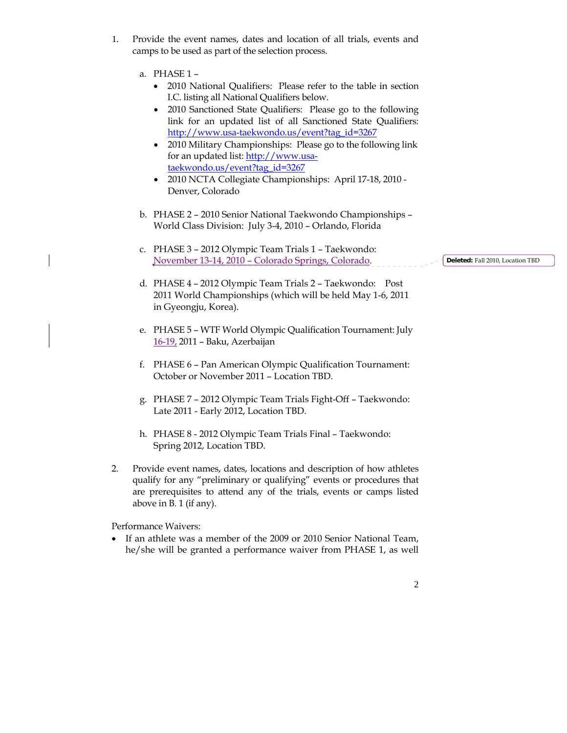1. Provide the event names, dates and location of all trials, events and camps to be used as part of the selection process.

   a. PHASE 1 –
      - 2010 National Qualifiers: Please refer to the table in section I.C. listing all National Qualifiers below.
      - 2010 Sanctioned State Qualifiers: Please go to the following link for an updated list of all Sanctioned State Qualifiers: http://www.usa-taekwondo.us/event?tag_id=3267
      - 2010 Military Championships: Please go to the following link for an updated list: http://www.usa-taekwondo.us/event?tag_id=3267
      - 2010 NCTA Collegiate Championships: April 17-18, 2010 - Denver, Colorado

   b. PHASE 2 – 2010 Senior National Taekwondo Championships – World Class Division: July 3-4, 2010 – Orlando, Florida

   c. PHASE 3 – 2012 Olympic Team Trials 1 – Taekwondo: November 13-14, 2010 – Colorado Springs, Colorado.

   d. PHASE 4 – 2012 Olympic Team Trials 2 – Taekwondo: Post 2011 World Championships (which will be held May 1-6, 2011 in Gyeongju, Korea).

   e. PHASE 5 – WTF World Olympic Qualification Tournament: July 16-19, 2011 – Baku, Azerbaijan

   f. PHASE 6 – Pan American Olympic Qualification Tournament: October or November 2011 – Location TBD.

   g. PHASE 7 – 2012 Olympic Team Trials Fight-Off – Taekwondo: Late 2011 - Early 2012, Location TBD.

   h. PHASE 8 - 2012 Olympic Team Trials Final – Taekwondo: Spring 2012, Location TBD.

2. Provide event names, dates, locations and description of how athletes qualify for any "preliminary or qualifying" events or procedures that are prerequisites to attend any of the trials, events or camps listed above in B. 1 (if any).

Performance Waivers:

- If an athlete was a member of the 2009 or 2010 Senior National Team, he/she will be granted a performance waiver from PHASE 1, as well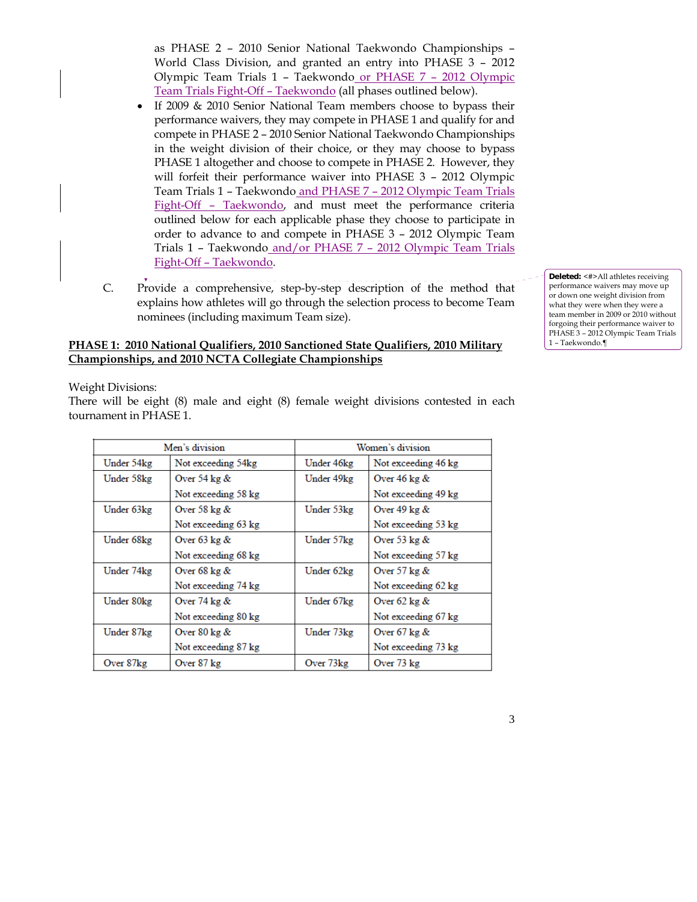as PHASE 2 – 2010 Senior National Taekwondo Championships – World Class Division, and granted an entry into PHASE 3 – 2012 Olympic Team Trials 1 – Taekwondo or PHASE 7 – 2012 Olympic Team Trials Fight-Off – Taekwondo (all phases outlined below).

- If 2009 & 2010 Senior National Team members choose to bypass their performance waivers, they may compete in PHASE 1 and qualify for and compete in PHASE 2 – 2010 Senior National Taekwondo Championships in the weight division of their choice, or they may choose to bypass PHASE 1 altogether and choose to compete in PHASE 2. However, they will forfeit their performance waiver into PHASE 3 – 2012 Olympic Team Trials 1 – Taekwondo and PHASE 7 – 2012 Olympic Team Trials Fight-Off – Taekwondo, and must meet the performance criteria outlined below for each applicable phase they choose to participate in order to advance to and compete in PHASE 3 – 2012 Olympic Team Trials 1 – Taekwondo and/or PHASE 7 – 2012 Olympic Team Trials Fight-Off – Taekwondo.

**Deleted:** <#>All athletes receiving performance waivers may move up or down one weight division from what they were when they were a team member in 2009 or 2010 without forgoing their performance waiver to PHASE 3 – 2012 Olympic Team Trials 1 – Taekwondo.¶

C. Provide a comprehensive, step-by-step description of the method that explains how athletes will go through the selection process to become Team nominees (including maximum Team size).

**PHASE 1: 2010 National Qualifiers, 2010 Sanctioned State Qualifiers, 2010 Military Championships, and 2010 NCTA Collegiate Championships**

Weight Divisions:
There will be eight (8) male and eight (8) female weight divisions contested in each tournament in PHASE 1.

| Men's division | | Women's division | |
|---|---|---|---|
| Under 54kg | Not exceeding 54kg | Under 46kg | Not exceeding 46 kg |
| Under 58kg | Over 54 kg & Not exceeding 58 kg | Under 49kg | Over 46 kg & Not exceeding 49 kg |
| Under 63kg | Over 58 kg & Not exceeding 63 kg | Under 53kg | Over 49 kg & Not exceeding 53 kg |
| Under 68kg | Over 63 kg & Not exceeding 68 kg | Under 57kg | Over 53 kg & Not exceeding 57 kg |
| Under 74kg | Over 68 kg & Not exceeding 74 kg | Under 62kg | Over 57 kg & Not exceeding 62 kg |
| Under 80kg | Over 74 kg & Not exceeding 80 kg | Under 67kg | Over 62 kg & Not exceeding 67 kg |
| Under 87kg | Over 80 kg & Not exceeding 87 kg | Under 73kg | Over 67 kg & Not exceeding 73 kg |
| Over 87kg | Over 87 kg | Over 73kg | Over 73 kg |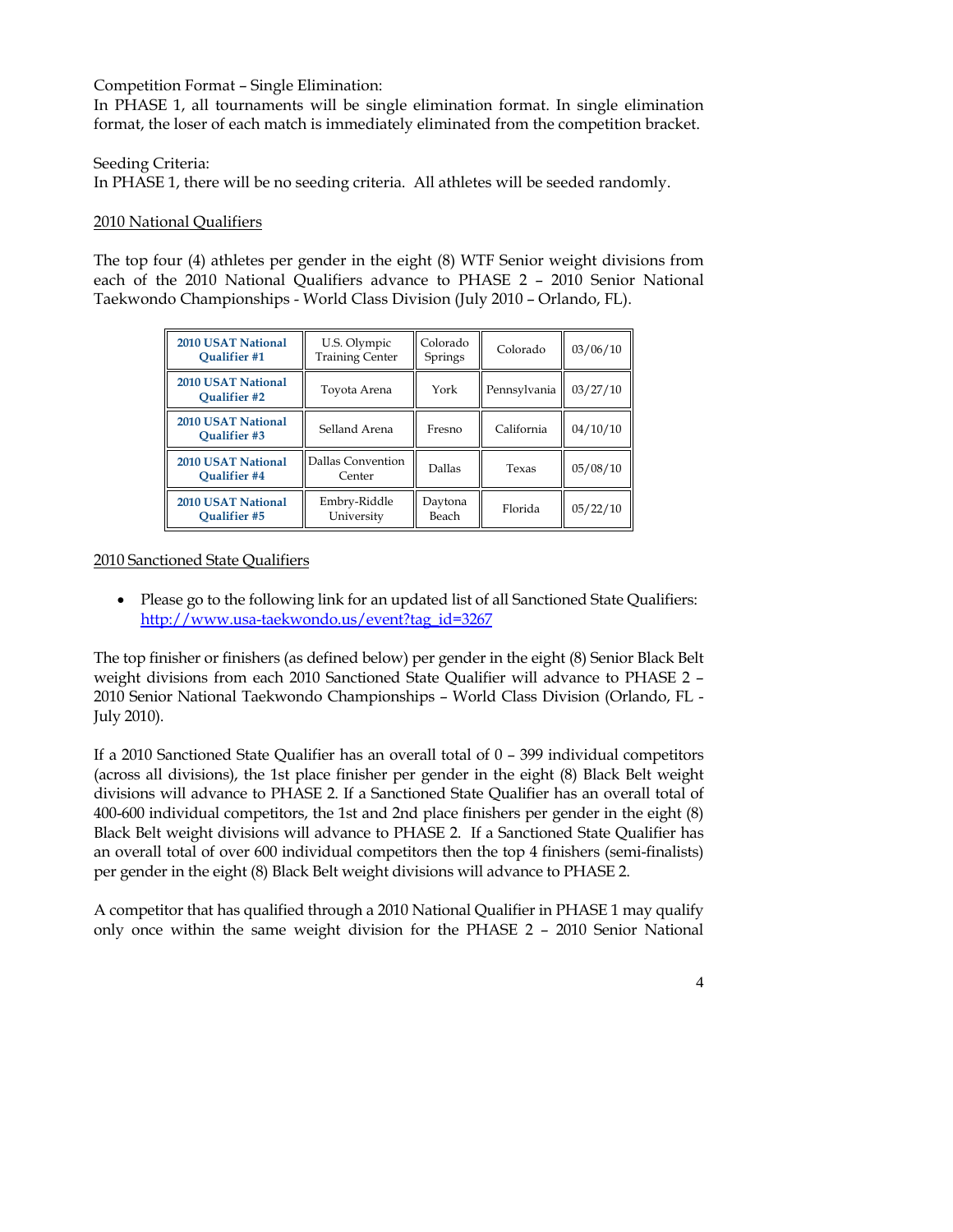Competition Format – Single Elimination:
In PHASE 1, all tournaments will be single elimination format. In single elimination format, the loser of each match is immediately eliminated from the competition bracket.

Seeding Criteria:
In PHASE 1, there will be no seeding criteria. All athletes will be seeded randomly.

<u>2010 National Qualifiers</u>

The top four (4) athletes per gender in the eight (8) WTF Senior weight divisions from each of the 2010 National Qualifiers advance to PHASE 2 – 2010 Senior National Taekwondo Championships - World Class Division (July 2010 – Orlando, FL).

| | | | | |
|---|---|---|---|---|
| **2010 USAT National Qualifier #1** | U.S. Olympic Training Center | Colorado Springs | Colorado | 03/06/10 |
| **2010 USAT National Qualifier #2** | Toyota Arena | York | Pennsylvania | 03/27/10 |
| **2010 USAT National Qualifier #3** | Selland Arena | Fresno | California | 04/10/10 |
| **2010 USAT National Qualifier #4** | Dallas Convention Center | Dallas | Texas | 05/08/10 |
| **2010 USAT National Qualifier #5** | Embry-Riddle University | Daytona Beach | Florida | 05/22/10 |

<u>2010 Sanctioned State Qualifiers</u>

- Please go to the following link for an updated list of all Sanctioned State Qualifiers: http://www.usa-taekwondo.us/event?tag_id=3267

The top finisher or finishers (as defined below) per gender in the eight (8) Senior Black Belt weight divisions from each 2010 Sanctioned State Qualifier will advance to PHASE 2 – 2010 Senior National Taekwondo Championships – World Class Division (Orlando, FL - July 2010).

If a 2010 Sanctioned State Qualifier has an overall total of 0 – 399 individual competitors (across all divisions), the 1st place finisher per gender in the eight (8) Black Belt weight divisions will advance to PHASE 2. If a Sanctioned State Qualifier has an overall total of 400-600 individual competitors, the 1st and 2nd place finishers per gender in the eight (8) Black Belt weight divisions will advance to PHASE 2. If a Sanctioned State Qualifier has an overall total of over 600 individual competitors then the top 4 finishers (semi-finalists) per gender in the eight (8) Black Belt weight divisions will advance to PHASE 2.

A competitor that has qualified through a 2010 National Qualifier in PHASE 1 may qualify only once within the same weight division for the PHASE 2 – 2010 Senior National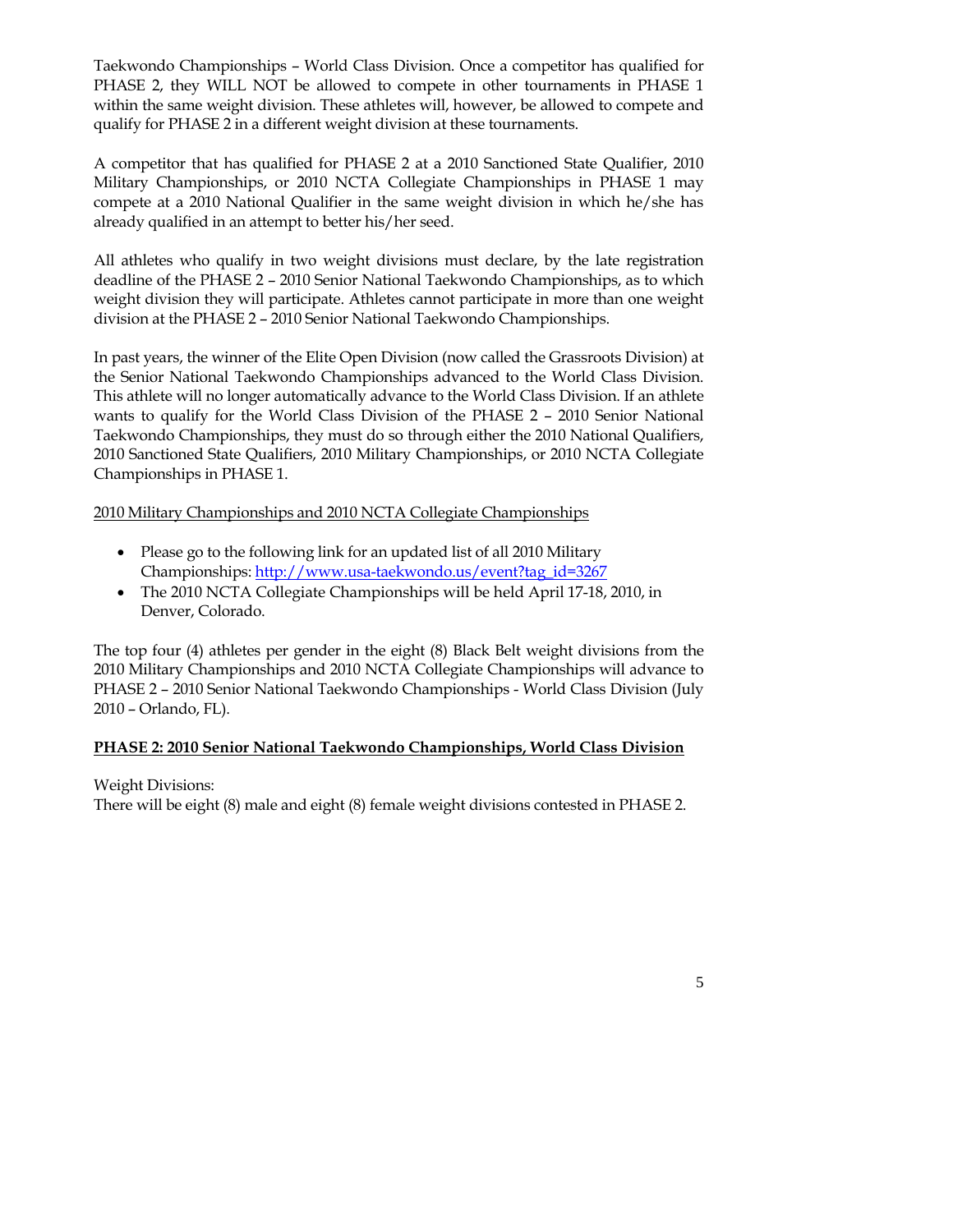Taekwondo Championships – World Class Division. Once a competitor has qualified for PHASE 2, they WILL NOT be allowed to compete in other tournaments in PHASE 1 within the same weight division. These athletes will, however, be allowed to compete and qualify for PHASE 2 in a different weight division at these tournaments.

A competitor that has qualified for PHASE 2 at a 2010 Sanctioned State Qualifier, 2010 Military Championships, or 2010 NCTA Collegiate Championships in PHASE 1 may compete at a 2010 National Qualifier in the same weight division in which he/she has already qualified in an attempt to better his/her seed.

All athletes who qualify in two weight divisions must declare, by the late registration deadline of the PHASE 2 – 2010 Senior National Taekwondo Championships, as to which weight division they will participate. Athletes cannot participate in more than one weight division at the PHASE 2 – 2010 Senior National Taekwondo Championships.

In past years, the winner of the Elite Open Division (now called the Grassroots Division) at the Senior National Taekwondo Championships advanced to the World Class Division. This athlete will no longer automatically advance to the World Class Division. If an athlete wants to qualify for the World Class Division of the PHASE 2 – 2010 Senior National Taekwondo Championships, they must do so through either the 2010 National Qualifiers, 2010 Sanctioned State Qualifiers, 2010 Military Championships, or 2010 NCTA Collegiate Championships in PHASE 1.

2010 Military Championships and 2010 NCTA Collegiate Championships

- Please go to the following link for an updated list of all 2010 Military Championships: http://www.usa-taekwondo.us/event?tag_id=3267
- The 2010 NCTA Collegiate Championships will be held April 17-18, 2010, in Denver, Colorado.

The top four (4) athletes per gender in the eight (8) Black Belt weight divisions from the 2010 Military Championships and 2010 NCTA Collegiate Championships will advance to PHASE 2 – 2010 Senior National Taekwondo Championships - World Class Division (July 2010 – Orlando, FL).

**PHASE 2: 2010 Senior National Taekwondo Championships, World Class Division**

Weight Divisions:
There will be eight (8) male and eight (8) female weight divisions contested in PHASE 2.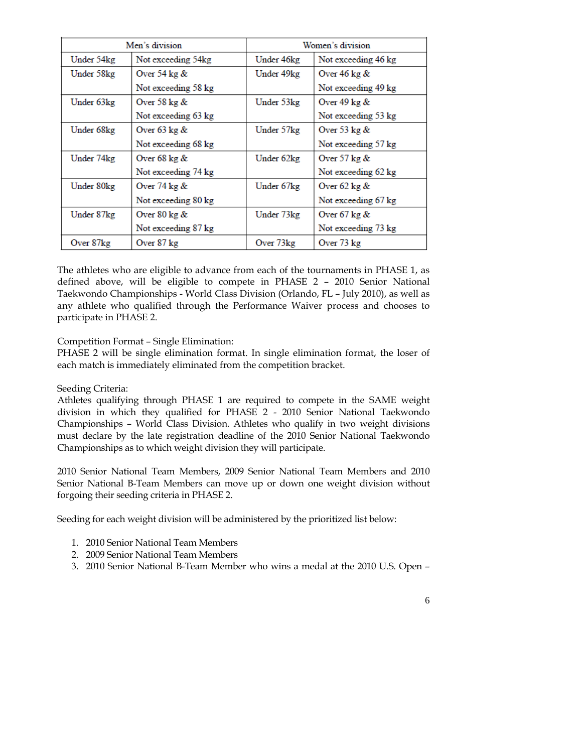| Men's division | | Women's division | |
|---|---|---|---|
| Under 54kg | Not exceeding 54kg | Under 46kg | Not exceeding 46 kg |
| Under 58kg | Over 54 kg & Not exceeding 58 kg | Under 49kg | Over 46 kg & Not exceeding 49 kg |
| Under 63kg | Over 58 kg & Not exceeding 63 kg | Under 53kg | Over 49 kg & Not exceeding 53 kg |
| Under 68kg | Over 63 kg & Not exceeding 68 kg | Under 57kg | Over 53 kg & Not exceeding 57 kg |
| Under 74kg | Over 68 kg & Not exceeding 74 kg | Under 62kg | Over 57 kg & Not exceeding 62 kg |
| Under 80kg | Over 74 kg & Not exceeding 80 kg | Under 67kg | Over 62 kg & Not exceeding 67 kg |
| Under 87kg | Over 80 kg & Not exceeding 87 kg | Under 73kg | Over 67 kg & Not exceeding 73 kg |
| Over 87kg | Over 87 kg | Over 73kg | Over 73 kg |

The athletes who are eligible to advance from each of the tournaments in PHASE 1, as defined above, will be eligible to compete in PHASE 2 – 2010 Senior National Taekwondo Championships - World Class Division (Orlando, FL – July 2010), as well as any athlete who qualified through the Performance Waiver process and chooses to participate in PHASE 2.

Competition Format – Single Elimination:
PHASE 2 will be single elimination format. In single elimination format, the loser of each match is immediately eliminated from the competition bracket.

Seeding Criteria:
Athletes qualifying through PHASE 1 are required to compete in the SAME weight division in which they qualified for PHASE 2 - 2010 Senior National Taekwondo Championships – World Class Division. Athletes who qualify in two weight divisions must declare by the late registration deadline of the 2010 Senior National Taekwondo Championships as to which weight division they will participate.

2010 Senior National Team Members, 2009 Senior National Team Members and 2010 Senior National B-Team Members can move up or down one weight division without forgoing their seeding criteria in PHASE 2.

Seeding for each weight division will be administered by the prioritized list below:

1. 2010 Senior National Team Members
2. 2009 Senior National Team Members
3. 2010 Senior National B-Team Member who wins a medal at the 2010 U.S. Open –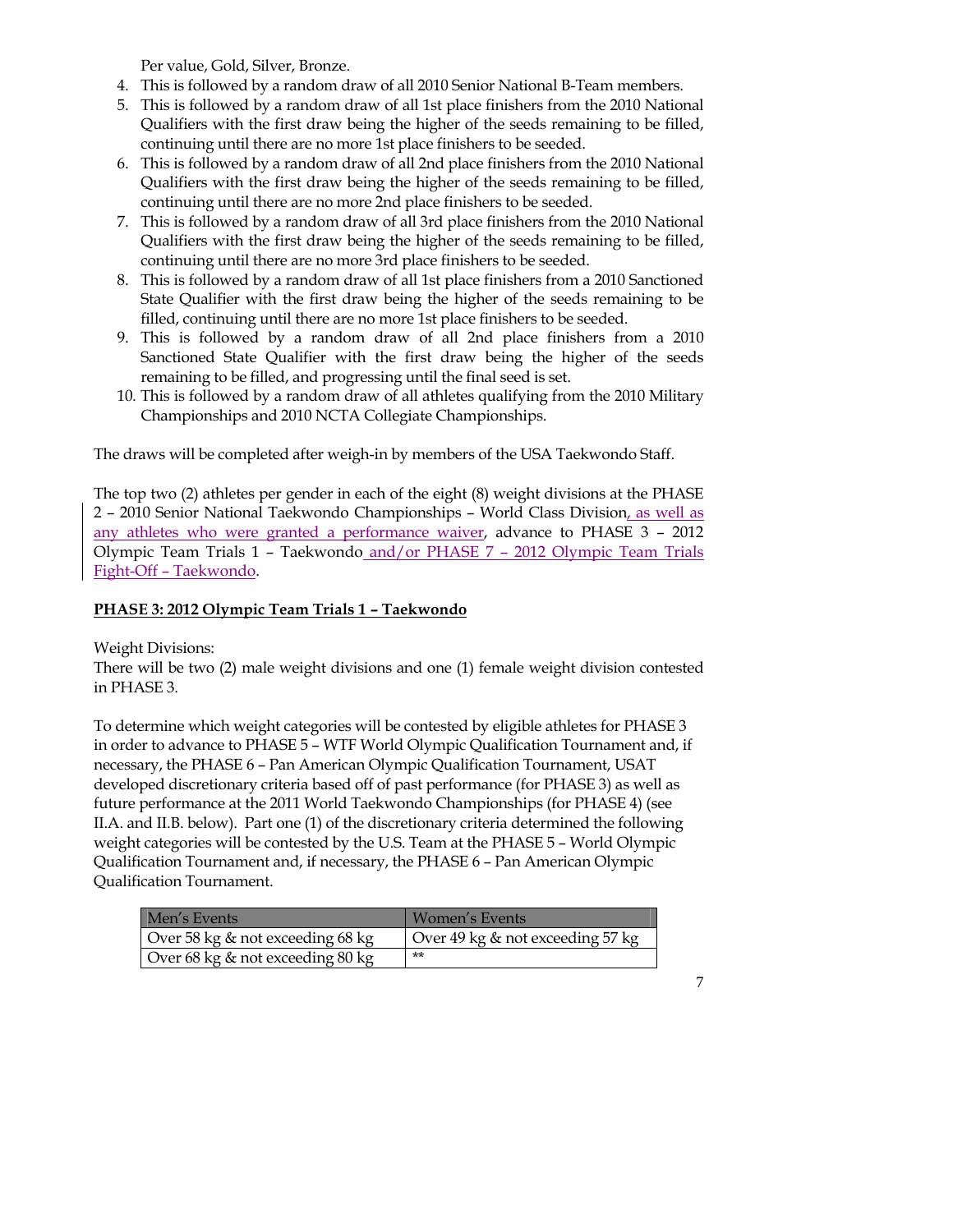Per value, Gold, Silver, Bronze.

4. This is followed by a random draw of all 2010 Senior National B-Team members.
5. This is followed by a random draw of all 1st place finishers from the 2010 National Qualifiers with the first draw being the higher of the seeds remaining to be filled, continuing until there are no more 1st place finishers to be seeded.
6. This is followed by a random draw of all 2nd place finishers from the 2010 National Qualifiers with the first draw being the higher of the seeds remaining to be filled, continuing until there are no more 2nd place finishers to be seeded.
7. This is followed by a random draw of all 3rd place finishers from the 2010 National Qualifiers with the first draw being the higher of the seeds remaining to be filled, continuing until there are no more 3rd place finishers to be seeded.
8. This is followed by a random draw of all 1st place finishers from a 2010 Sanctioned State Qualifier with the first draw being the higher of the seeds remaining to be filled, continuing until there are no more 1st place finishers to be seeded.
9. This is followed by a random draw of all 2nd place finishers from a 2010 Sanctioned State Qualifier with the first draw being the higher of the seeds remaining to be filled, and progressing until the final seed is set.
10. This is followed by a random draw of all athletes qualifying from the 2010 Military Championships and 2010 NCTA Collegiate Championships.

The draws will be completed after weigh-in by members of the USA Taekwondo Staff.

The top two (2) athletes per gender in each of the eight (8) weight divisions at the PHASE 2 – 2010 Senior National Taekwondo Championships – World Class Division, as well as any athletes who were granted a performance waiver, advance to PHASE 3 – 2012 Olympic Team Trials 1 – Taekwondo and/or PHASE 7 – 2012 Olympic Team Trials Fight-Off – Taekwondo.

## PHASE 3: 2012 Olympic Team Trials 1 – Taekwondo

Weight Divisions:
There will be two (2) male weight divisions and one (1) female weight division contested in PHASE 3.

To determine which weight categories will be contested by eligible athletes for PHASE 3 in order to advance to PHASE 5 – WTF World Olympic Qualification Tournament and, if necessary, the PHASE 6 – Pan American Olympic Qualification Tournament, USAT developed discretionary criteria based off of past performance (for PHASE 3) as well as future performance at the 2011 World Taekwondo Championships (for PHASE 4) (see II.A. and II.B. below). Part one (1) of the discretionary criteria determined the following weight categories will be contested by the U.S. Team at the PHASE 5 – World Olympic Qualification Tournament and, if necessary, the PHASE 6 – Pan American Olympic Qualification Tournament.

| Men's Events | Women's Events |
|---|---|
| Over 58 kg & not exceeding 68 kg | Over 49 kg & not exceeding 57 kg |
| Over 68 kg & not exceeding 80 kg | ** |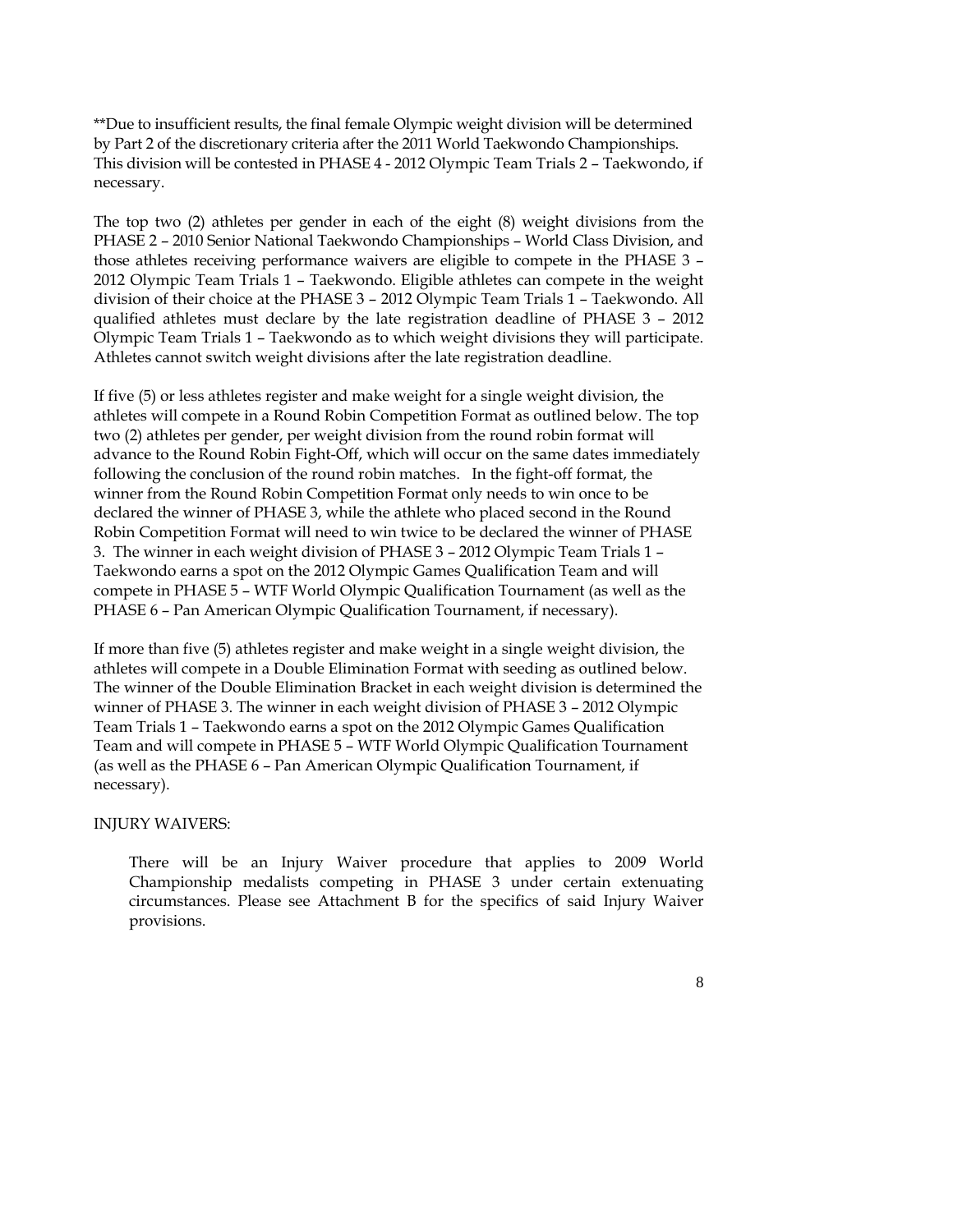**Due to insufficient results, the final female Olympic weight division will be determined by Part 2 of the discretionary criteria after the 2011 World Taekwondo Championships. This division will be contested in PHASE 4 - 2012 Olympic Team Trials 2 – Taekwondo, if necessary.

The top two (2) athletes per gender in each of the eight (8) weight divisions from the PHASE 2 – 2010 Senior National Taekwondo Championships – World Class Division, and those athletes receiving performance waivers are eligible to compete in the PHASE 3 – 2012 Olympic Team Trials 1 – Taekwondo. Eligible athletes can compete in the weight division of their choice at the PHASE 3 – 2012 Olympic Team Trials 1 – Taekwondo. All qualified athletes must declare by the late registration deadline of PHASE 3 – 2012 Olympic Team Trials 1 – Taekwondo as to which weight divisions they will participate. Athletes cannot switch weight divisions after the late registration deadline.

If five (5) or less athletes register and make weight for a single weight division, the athletes will compete in a Round Robin Competition Format as outlined below. The top two (2) athletes per gender, per weight division from the round robin format will advance to the Round Robin Fight-Off, which will occur on the same dates immediately following the conclusion of the round robin matches. In the fight-off format, the winner from the Round Robin Competition Format only needs to win once to be declared the winner of PHASE 3, while the athlete who placed second in the Round Robin Competition Format will need to win twice to be declared the winner of PHASE 3. The winner in each weight division of PHASE 3 – 2012 Olympic Team Trials 1 – Taekwondo earns a spot on the 2012 Olympic Games Qualification Team and will compete in PHASE 5 – WTF World Olympic Qualification Tournament (as well as the PHASE 6 – Pan American Olympic Qualification Tournament, if necessary).

If more than five (5) athletes register and make weight in a single weight division, the athletes will compete in a Double Elimination Format with seeding as outlined below. The winner of the Double Elimination Bracket in each weight division is determined the winner of PHASE 3. The winner in each weight division of PHASE 3 – 2012 Olympic Team Trials 1 – Taekwondo earns a spot on the 2012 Olympic Games Qualification Team and will compete in PHASE 5 – WTF World Olympic Qualification Tournament (as well as the PHASE 6 – Pan American Olympic Qualification Tournament, if necessary).

INJURY WAIVERS:

> There will be an Injury Waiver procedure that applies to 2009 World Championship medalists competing in PHASE 3 under certain extenuating circumstances. Please see Attachment B for the specifics of said Injury Waiver provisions.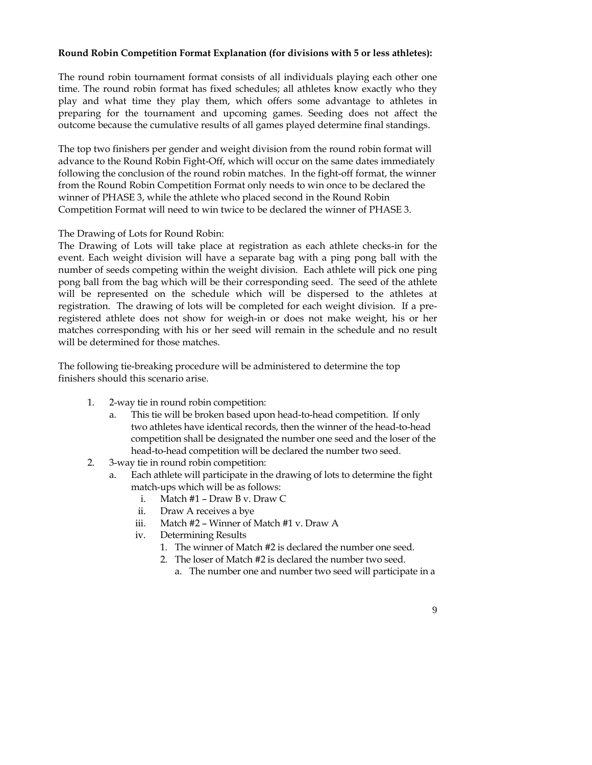**Round Robin Competition Format Explanation (for divisions with 5 or less athletes):**

The round robin tournament format consists of all individuals playing each other one time. The round robin format has fixed schedules; all athletes know exactly who they play and what time they play them, which offers some advantage to athletes in preparing for the tournament and upcoming games. Seeding does not affect the outcome because the cumulative results of all games played determine final standings.

The top two finishers per gender and weight division from the round robin format will advance to the Round Robin Fight-Off, which will occur on the same dates immediately following the conclusion of the round robin matches. In the fight-off format, the winner from the Round Robin Competition Format only needs to win once to be declared the winner of PHASE 3, while the athlete who placed second in the Round Robin Competition Format will need to win twice to be declared the winner of PHASE 3.

The Drawing of Lots for Round Robin:
The Drawing of Lots will take place at registration as each athlete checks-in for the event. Each weight division will have a separate bag with a ping pong ball with the number of seeds competing within the weight division. Each athlete will pick one ping pong ball from the bag which will be their corresponding seed. The seed of the athlete will be represented on the schedule which will be dispersed to the athletes at registration. The drawing of lots will be completed for each weight division. If a pre-registered athlete does not show for weigh-in or does not make weight, his or her matches corresponding with his or her seed will remain in the schedule and no result will be determined for those matches.

The following tie-breaking procedure will be administered to determine the top finishers should this scenario arise.

1. 2-way tie in round robin competition:
   a. This tie will be broken based upon head-to-head competition. If only two athletes have identical records, then the winner of the head-to-head competition shall be designated the number one seed and the loser of the head-to-head competition will be declared the number two seed.
2. 3-way tie in round robin competition:
   a. Each athlete will participate in the drawing of lots to determine the fight match-ups which will be as follows:
      i. Match #1 – Draw B v. Draw C
      ii. Draw A receives a bye
      iii. Match #2 – Winner of Match #1 v. Draw A
      iv. Determining Results
         1. The winner of Match #2 is declared the number one seed.
         2. The loser of Match #2 is declared the number two seed.
            a. The number one and number two seed will participate in a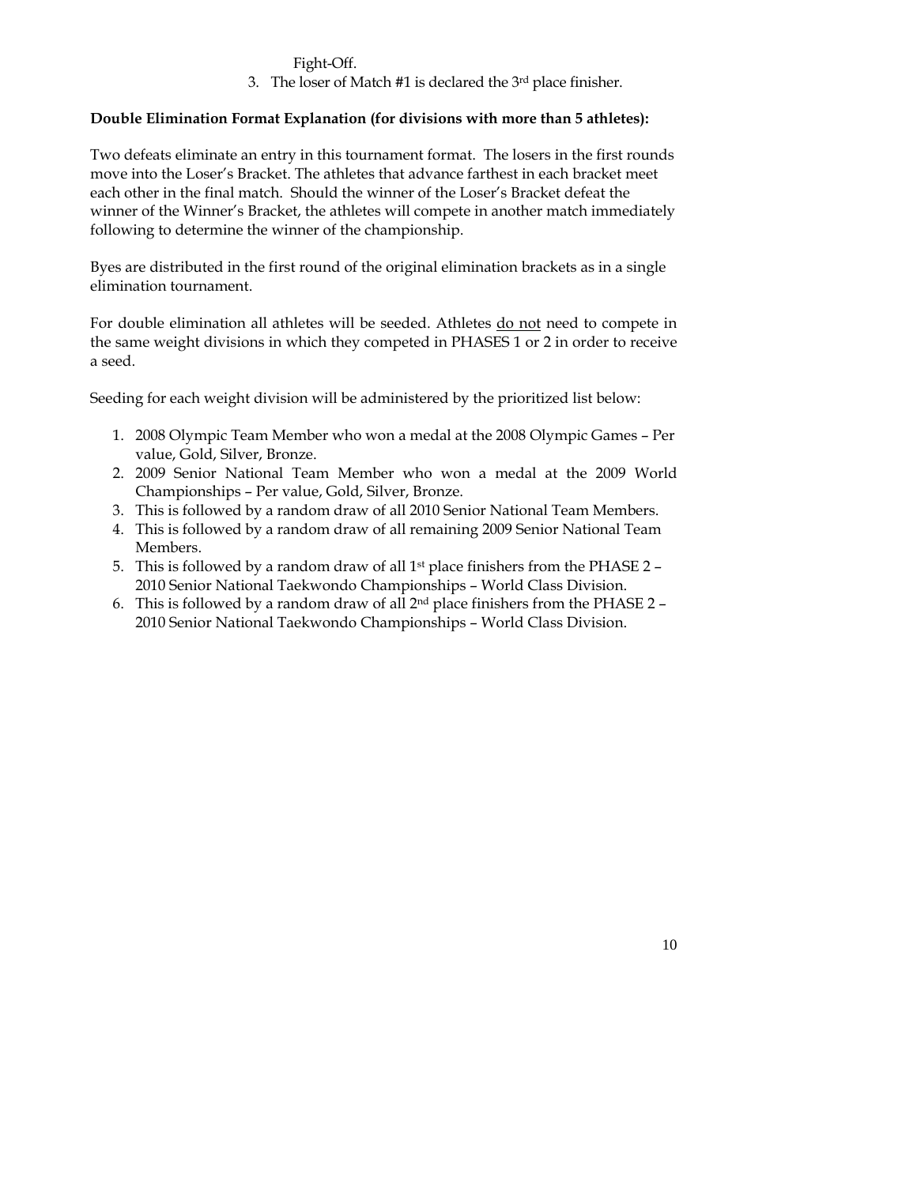Fight-Off.

3. The loser of Match #1 is declared the 3rd place finisher.

**Double Elimination Format Explanation (for divisions with more than 5 athletes):**

Two defeats eliminate an entry in this tournament format. The losers in the first rounds move into the Loser's Bracket. The athletes that advance farthest in each bracket meet each other in the final match. Should the winner of the Loser's Bracket defeat the winner of the Winner's Bracket, the athletes will compete in another match immediately following to determine the winner of the championship.

Byes are distributed in the first round of the original elimination brackets as in a single elimination tournament.

For double elimination all athletes will be seeded. Athletes do not need to compete in the same weight divisions in which they competed in PHASES 1 or 2 in order to receive a seed.

Seeding for each weight division will be administered by the prioritized list below:

1. 2008 Olympic Team Member who won a medal at the 2008 Olympic Games – Per value, Gold, Silver, Bronze.
2. 2009 Senior National Team Member who won a medal at the 2009 World Championships – Per value, Gold, Silver, Bronze.
3. This is followed by a random draw of all 2010 Senior National Team Members.
4. This is followed by a random draw of all remaining 2009 Senior National Team Members.
5. This is followed by a random draw of all 1st place finishers from the PHASE 2 – 2010 Senior National Taekwondo Championships – World Class Division.
6. This is followed by a random draw of all 2nd place finishers from the PHASE 2 – 2010 Senior National Taekwondo Championships – World Class Division.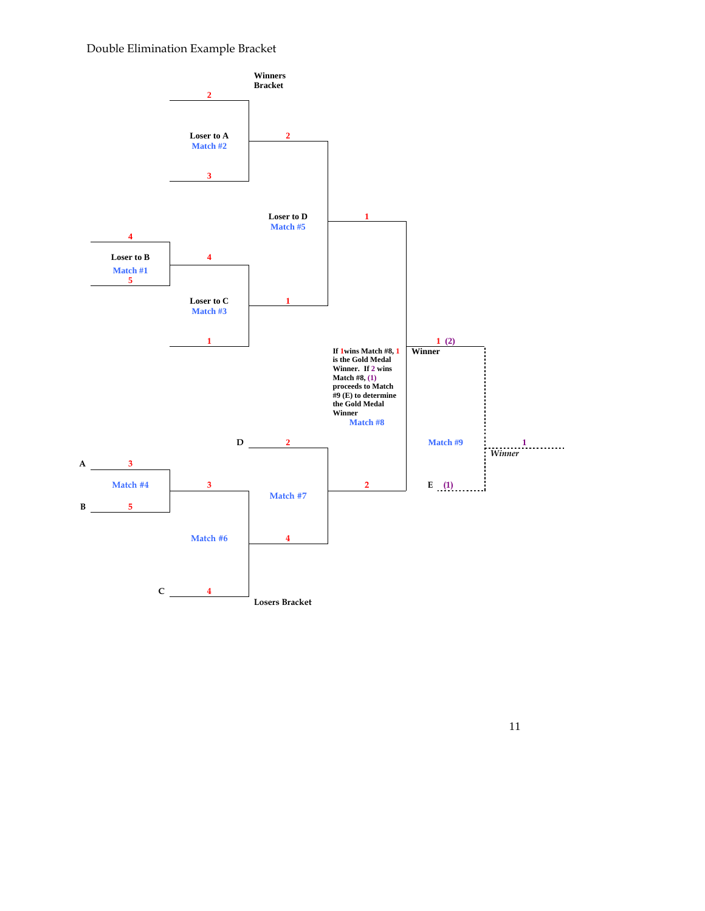Double Elimination Example Bracket

**Winners Bracket**

- **Match #1** (Loser to B): 4 vs 5 → 4
- **Match #2** (Loser to A): 2 vs 3 → 2
- **Match #3** (Loser to C): 4 vs 1 → 1
- **Match #5** (Loser to D): 2 vs 1 → 1
- **Match #8**: 1 vs 2 → 1 (2) **Winner**

**If 1 wins Match #8, 1 is the Gold Medal Winner. If 2 wins Match #8, (1) proceeds to Match #9 (E) to determine the Gold Medal Winner**

- **Match #9**: (2) vs E (1) → 1 *Winner*

**Losers Bracket**

- **Match #4**: A 3 vs B 5 → 3
- **Match #6**: 3 vs C 4 → 4
- **Match #7**: D 2 vs 4 → 2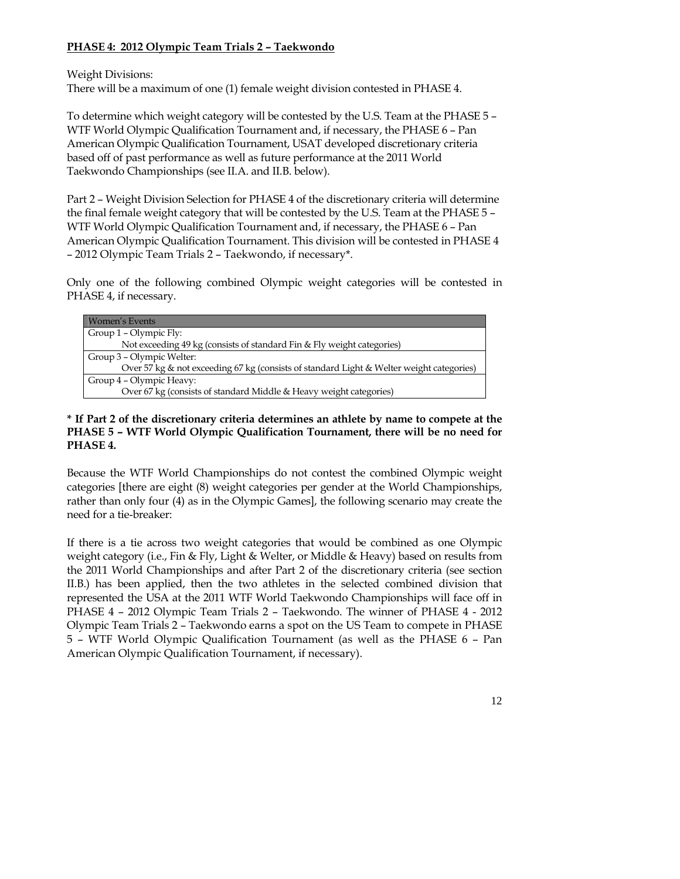**PHASE 4: 2012 Olympic Team Trials 2 – Taekwondo**

Weight Divisions:
There will be a maximum of one (1) female weight division contested in PHASE 4.

To determine which weight category will be contested by the U.S. Team at the PHASE 5 – WTF World Olympic Qualification Tournament and, if necessary, the PHASE 6 – Pan American Olympic Qualification Tournament, USAT developed discretionary criteria based off of past performance as well as future performance at the 2011 World Taekwondo Championships (see II.A. and II.B. below).

Part 2 – Weight Division Selection for PHASE 4 of the discretionary criteria will determine the final female weight category that will be contested by the U.S. Team at the PHASE 5 – WTF World Olympic Qualification Tournament and, if necessary, the PHASE 6 – Pan American Olympic Qualification Tournament. This division will be contested in PHASE 4 – 2012 Olympic Team Trials 2 – Taekwondo, if necessary*.

Only one of the following combined Olympic weight categories will be contested in PHASE 4, if necessary.

| Women's Events |
| --- |
| Group 1 – Olympic Fly: Not exceeding 49 kg (consists of standard Fin & Fly weight categories) |
| Group 3 – Olympic Welter: Over 57 kg & not exceeding 67 kg (consists of standard Light & Welter weight categories) |
| Group 4 – Olympic Heavy: Over 67 kg (consists of standard Middle & Heavy weight categories) |

**\* If Part 2 of the discretionary criteria determines an athlete by name to compete at the PHASE 5 – WTF World Olympic Qualification Tournament, there will be no need for PHASE 4.**

Because the WTF World Championships do not contest the combined Olympic weight categories [there are eight (8) weight categories per gender at the World Championships, rather than only four (4) as in the Olympic Games], the following scenario may create the need for a tie-breaker:

If there is a tie across two weight categories that would be combined as one Olympic weight category (i.e., Fin & Fly, Light & Welter, or Middle & Heavy) based on results from the 2011 World Championships and after Part 2 of the discretionary criteria (see section II.B.) has been applied, then the two athletes in the selected combined division that represented the USA at the 2011 WTF World Taekwondo Championships will face off in PHASE 4 – 2012 Olympic Team Trials 2 – Taekwondo. The winner of PHASE 4 - 2012 Olympic Team Trials 2 – Taekwondo earns a spot on the US Team to compete in PHASE 5 – WTF World Olympic Qualification Tournament (as well as the PHASE 6 – Pan American Olympic Qualification Tournament, if necessary).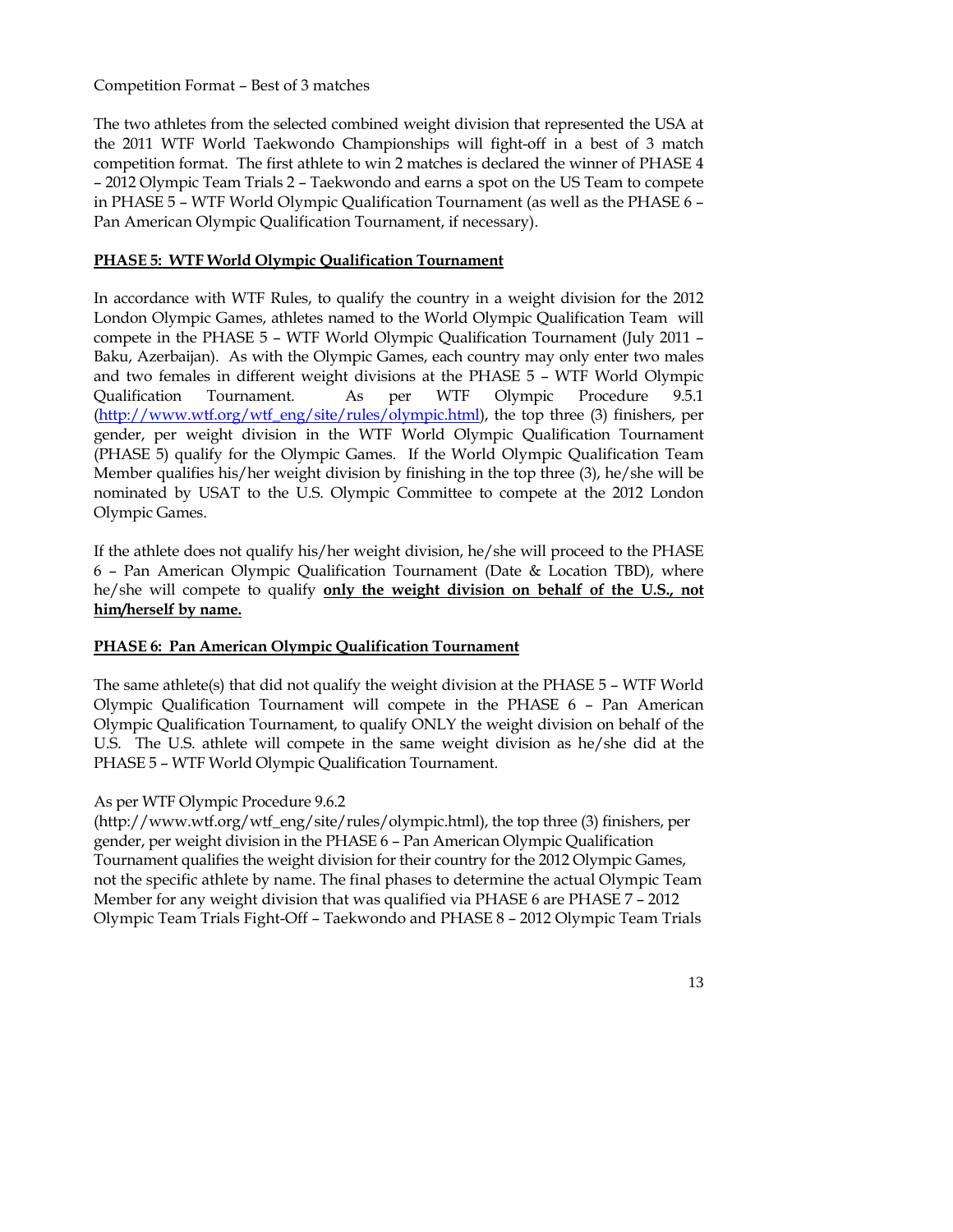Competition Format – Best of 3 matches

The two athletes from the selected combined weight division that represented the USA at the 2011 WTF World Taekwondo Championships will fight-off in a best of 3 match competition format. The first athlete to win 2 matches is declared the winner of PHASE 4 – 2012 Olympic Team Trials 2 – Taekwondo and earns a spot on the US Team to compete in PHASE 5 – WTF World Olympic Qualification Tournament (as well as the PHASE 6 – Pan American Olympic Qualification Tournament, if necessary).

**PHASE 5: WTF World Olympic Qualification Tournament**

In accordance with WTF Rules, to qualify the country in a weight division for the 2012 London Olympic Games, athletes named to the World Olympic Qualification Team will compete in the PHASE 5 – WTF World Olympic Qualification Tournament (July 2011 – Baku, Azerbaijan). As with the Olympic Games, each country may only enter two males and two females in different weight divisions at the PHASE 5 – WTF World Olympic Qualification Tournament. As per WTF Olympic Procedure 9.5.1 (http://www.wtf.org/wtf_eng/site/rules/olympic.html), the top three (3) finishers, per gender, per weight division in the WTF World Olympic Qualification Tournament (PHASE 5) qualify for the Olympic Games. If the World Olympic Qualification Team Member qualifies his/her weight division by finishing in the top three (3), he/she will be nominated by USAT to the U.S. Olympic Committee to compete at the 2012 London Olympic Games.

If the athlete does not qualify his/her weight division, he/she will proceed to the PHASE 6 – Pan American Olympic Qualification Tournament (Date & Location TBD), where he/she will compete to qualify **only the weight division on behalf of the U.S., not him/herself by name.**

**PHASE 6: Pan American Olympic Qualification Tournament**

The same athlete(s) that did not qualify the weight division at the PHASE 5 – WTF World Olympic Qualification Tournament will compete in the PHASE 6 – Pan American Olympic Qualification Tournament, to qualify ONLY the weight division on behalf of the U.S. The U.S. athlete will compete in the same weight division as he/she did at the PHASE 5 – WTF World Olympic Qualification Tournament.

As per WTF Olympic Procedure 9.6.2 (http://www.wtf.org/wtf_eng/site/rules/olympic.html), the top three (3) finishers, per gender, per weight division in the PHASE 6 – Pan American Olympic Qualification Tournament qualifies the weight division for their country for the 2012 Olympic Games, not the specific athlete by name. The final phases to determine the actual Olympic Team Member for any weight division that was qualified via PHASE 6 are PHASE 7 – 2012 Olympic Team Trials Fight-Off – Taekwondo and PHASE 8 – 2012 Olympic Team Trials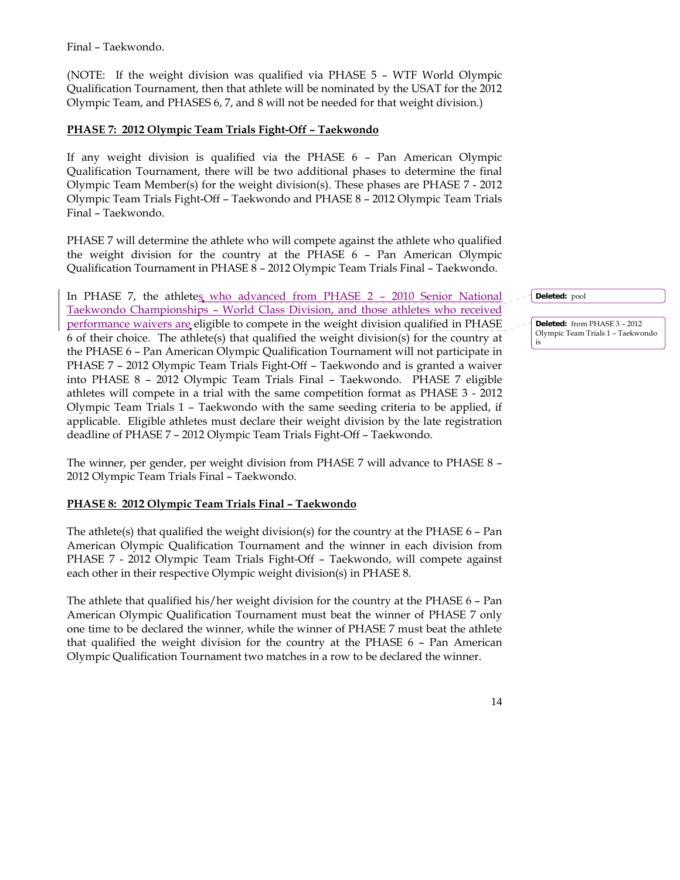Final – Taekwondo.

(NOTE: If the weight division was qualified via PHASE 5 – WTF World Olympic Qualification Tournament, then that athlete will be nominated by the USAT for the 2012 Olympic Team, and PHASES 6, 7, and 8 will not be needed for that weight division.)

**PHASE 7: 2012 Olympic Team Trials Fight-Off – Taekwondo**

If any weight division is qualified via the PHASE 6 – Pan American Olympic Qualification Tournament, there will be two additional phases to determine the final Olympic Team Member(s) for the weight division(s). These phases are PHASE 7 - 2012 Olympic Team Trials Fight-Off – Taekwondo and PHASE 8 – 2012 Olympic Team Trials Final – Taekwondo.

PHASE 7 will determine the athlete who will compete against the athlete who qualified the weight division for the country at the PHASE 6 – Pan American Olympic Qualification Tournament in PHASE 8 – 2012 Olympic Team Trials Final – Taekwondo.

In PHASE 7, the athletes who advanced from PHASE 2 – 2010 Senior National Taekwondo Championships – World Class Division, and those athletes who received performance waivers are eligible to compete in the weight division qualified in PHASE 6 of their choice. The athlete(s) that qualified the weight division(s) for the country at the PHASE 6 – Pan American Olympic Qualification Tournament will not participate in PHASE 7 – 2012 Olympic Team Trials Fight-Off – Taekwondo and is granted a waiver into PHASE 8 – 2012 Olympic Team Trials Final – Taekwondo. PHASE 7 eligible athletes will compete in a trial with the same competition format as PHASE 3 - 2012 Olympic Team Trials 1 – Taekwondo with the same seeding criteria to be applied, if applicable. Eligible athletes must declare their weight division by the late registration deadline of PHASE 7 – 2012 Olympic Team Trials Fight-Off – Taekwondo.

The winner, per gender, per weight division from PHASE 7 will advance to PHASE 8 – 2012 Olympic Team Trials Final – Taekwondo.

**PHASE 8: 2012 Olympic Team Trials Final – Taekwondo**

The athlete(s) that qualified the weight division(s) for the country at the PHASE 6 – Pan American Olympic Qualification Tournament and the winner in each division from PHASE 7 - 2012 Olympic Team Trials Fight-Off – Taekwondo, will compete against each other in their respective Olympic weight division(s) in PHASE 8.

The athlete that qualified his/her weight division for the country at the PHASE 6 – Pan American Olympic Qualification Tournament must beat the winner of PHASE 7 only one time to be declared the winner, while the winner of PHASE 7 must beat the athlete that qualified the weight division for the country at the PHASE 6 – Pan American Olympic Qualification Tournament two matches in a row to be declared the winner.

Deleted: pool

Deleted: from PHASE 3 – 2012 Olympic Team Trials 1 – Taekwondo is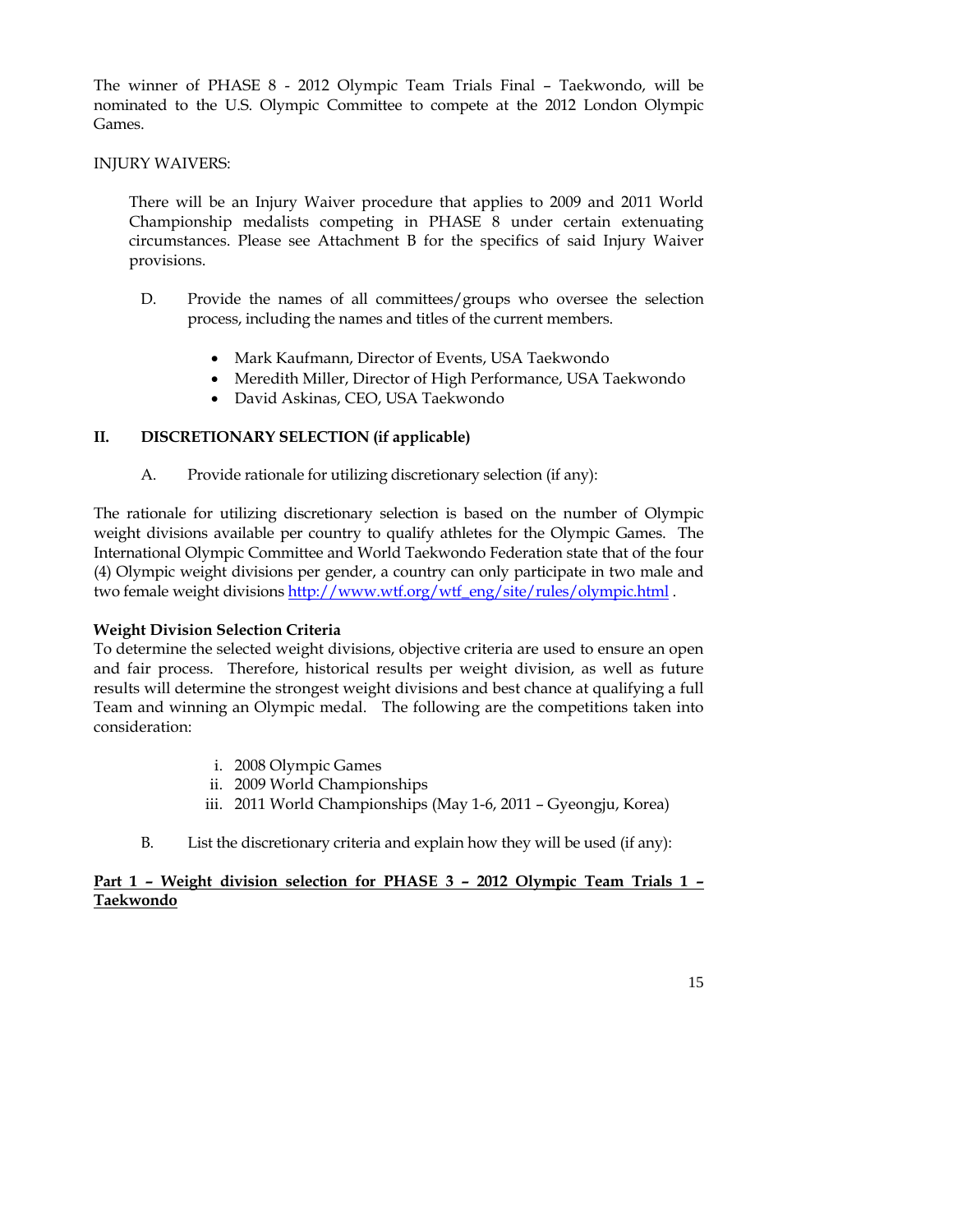The winner of PHASE 8 - 2012 Olympic Team Trials Final – Taekwondo, will be nominated to the U.S. Olympic Committee to compete at the 2012 London Olympic Games.

INJURY WAIVERS:

There will be an Injury Waiver procedure that applies to 2009 and 2011 World Championship medalists competing in PHASE 8 under certain extenuating circumstances. Please see Attachment B for the specifics of said Injury Waiver provisions.

D. Provide the names of all committees/groups who oversee the selection process, including the names and titles of the current members.

- Mark Kaufmann, Director of Events, USA Taekwondo
- Meredith Miller, Director of High Performance, USA Taekwondo
- David Askinas, CEO, USA Taekwondo

## II. DISCRETIONARY SELECTION (if applicable)

A. Provide rationale for utilizing discretionary selection (if any):

The rationale for utilizing discretionary selection is based on the number of Olympic weight divisions available per country to qualify athletes for the Olympic Games. The International Olympic Committee and World Taekwondo Federation state that of the four (4) Olympic weight divisions per gender, a country can only participate in two male and two female weight divisions http://www.wtf.org/wtf_eng/site/rules/olympic.html .

**Weight Division Selection Criteria**

To determine the selected weight divisions, objective criteria are used to ensure an open and fair process. Therefore, historical results per weight division, as well as future results will determine the strongest weight divisions and best chance at qualifying a full Team and winning an Olympic medal. The following are the competitions taken into consideration:

i. 2008 Olympic Games
ii. 2009 World Championships
iii. 2011 World Championships (May 1-6, 2011 – Gyeongju, Korea)

B. List the discretionary criteria and explain how they will be used (if any):

**Part 1 – Weight division selection for PHASE 3 – 2012 Olympic Team Trials 1 – Taekwondo**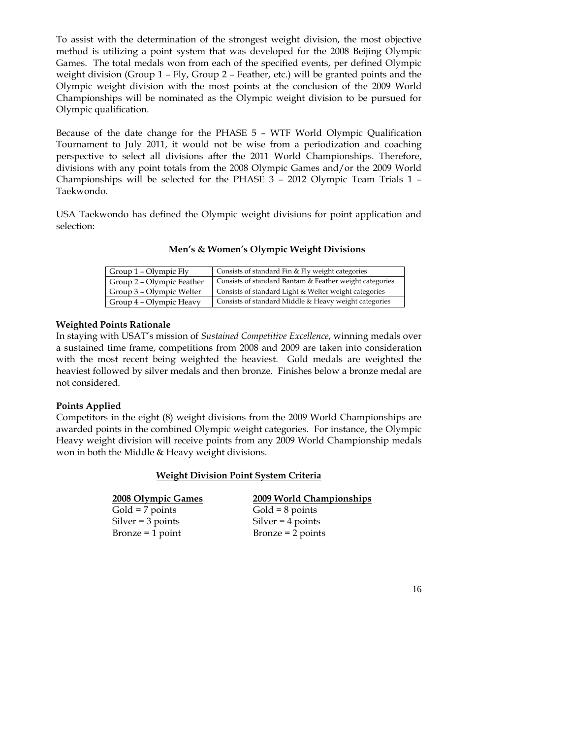To assist with the determination of the strongest weight division, the most objective method is utilizing a point system that was developed for the 2008 Beijing Olympic Games. The total medals won from each of the specified events, per defined Olympic weight division (Group 1 – Fly, Group 2 – Feather, etc.) will be granted points and the Olympic weight division with the most points at the conclusion of the 2009 World Championships will be nominated as the Olympic weight division to be pursued for Olympic qualification.

Because of the date change for the PHASE 5 – WTF World Olympic Qualification Tournament to July 2011, it would not be wise from a periodization and coaching perspective to select all divisions after the 2011 World Championships. Therefore, divisions with any point totals from the 2008 Olympic Games and/or the 2009 World Championships will be selected for the PHASE 3 – 2012 Olympic Team Trials 1 – Taekwondo.

USA Taekwondo has defined the Olympic weight divisions for point application and selection:

**Men's & Women's Olympic Weight Divisions**

| Group | Description |
|---|---|
| Group 1 – Olympic Fly | Consists of standard Fin & Fly weight categories |
| Group 2 – Olympic Feather | Consists of standard Bantam & Feather weight categories |
| Group 3 – Olympic Welter | Consists of standard Light & Welter weight categories |
| Group 4 – Olympic Heavy | Consists of standard Middle & Heavy weight categories |

**Weighted Points Rationale**

In staying with USAT's mission of *Sustained Competitive Excellence*, winning medals over a sustained time frame, competitions from 2008 and 2009 are taken into consideration with the most recent being weighted the heaviest. Gold medals are weighted the heaviest followed by silver medals and then bronze. Finishes below a bronze medal are not considered.

**Points Applied**

Competitors in the eight (8) weight divisions from the 2009 World Championships are awarded points in the combined Olympic weight categories. For instance, the Olympic Heavy weight division will receive points from any 2009 World Championship medals won in both the Middle & Heavy weight divisions.

**Weight Division Point System Criteria**

| 2008 Olympic Games | 2009 World Championships |
|---|---|
| Gold = 7 points | Gold = 8 points |
| Silver = 3 points | Silver = 4 points |
| Bronze = 1 point | Bronze = 2 points |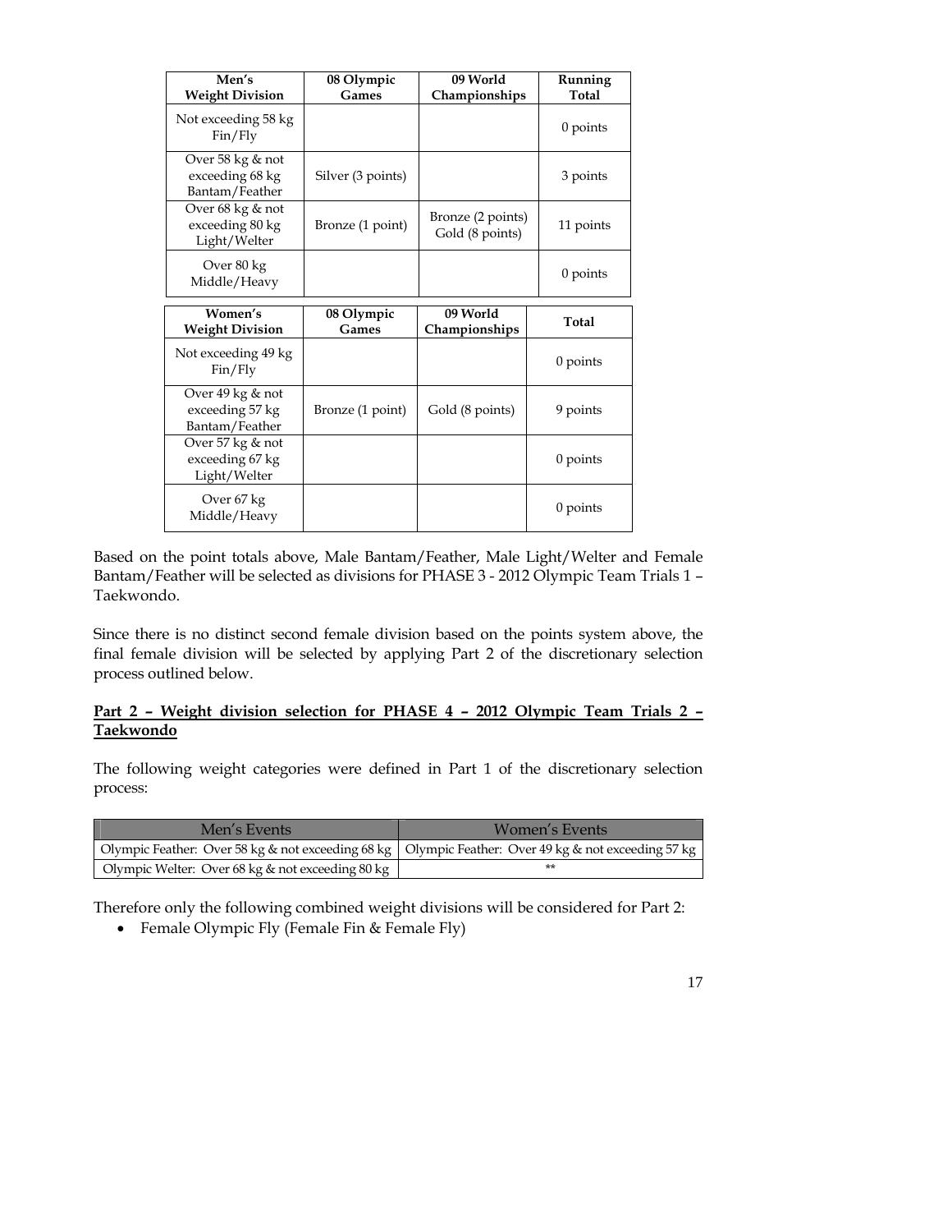| Men's Weight Division | 08 Olympic Games | 09 World Championships | Running Total |
|---|---|---|---|
| Not exceeding 58 kg Fin/Fly | | | 0 points |
| Over 58 kg & not exceeding 68 kg Bantam/Feather | Silver (3 points) | | 3 points |
| Over 68 kg & not exceeding 80 kg Light/Welter | Bronze (1 point) | Bronze (2 points) Gold (8 points) | 11 points |
| Over 80 kg Middle/Heavy | | | 0 points |

| Women's Weight Division | 08 Olympic Games | 09 World Championships | Total |
|---|---|---|---|
| Not exceeding 49 kg Fin/Fly | | | 0 points |
| Over 49 kg & not exceeding 57 kg Bantam/Feather | Bronze (1 point) | Gold (8 points) | 9 points |
| Over 57 kg & not exceeding 67 kg Light/Welter | | | 0 points |
| Over 67 kg Middle/Heavy | | | 0 points |

Based on the point totals above, Male Bantam/Feather, Male Light/Welter and Female Bantam/Feather will be selected as divisions for PHASE 3 - 2012 Olympic Team Trials 1 – Taekwondo.

Since there is no distinct second female division based on the points system above, the final female division will be selected by applying Part 2 of the discretionary selection process outlined below.

**Part 2 – Weight division selection for PHASE 4 – 2012 Olympic Team Trials 2 – Taekwondo**

The following weight categories were defined in Part 1 of the discretionary selection process:

| Men's Events | Women's Events |
|---|---|
| Olympic Feather: Over 58 kg & not exceeding 68 kg | Olympic Feather: Over 49 kg & not exceeding 57 kg |
| Olympic Welter: Over 68 kg & not exceeding 80 kg | ** |

Therefore only the following combined weight divisions will be considered for Part 2:

- Female Olympic Fly (Female Fin & Female Fly)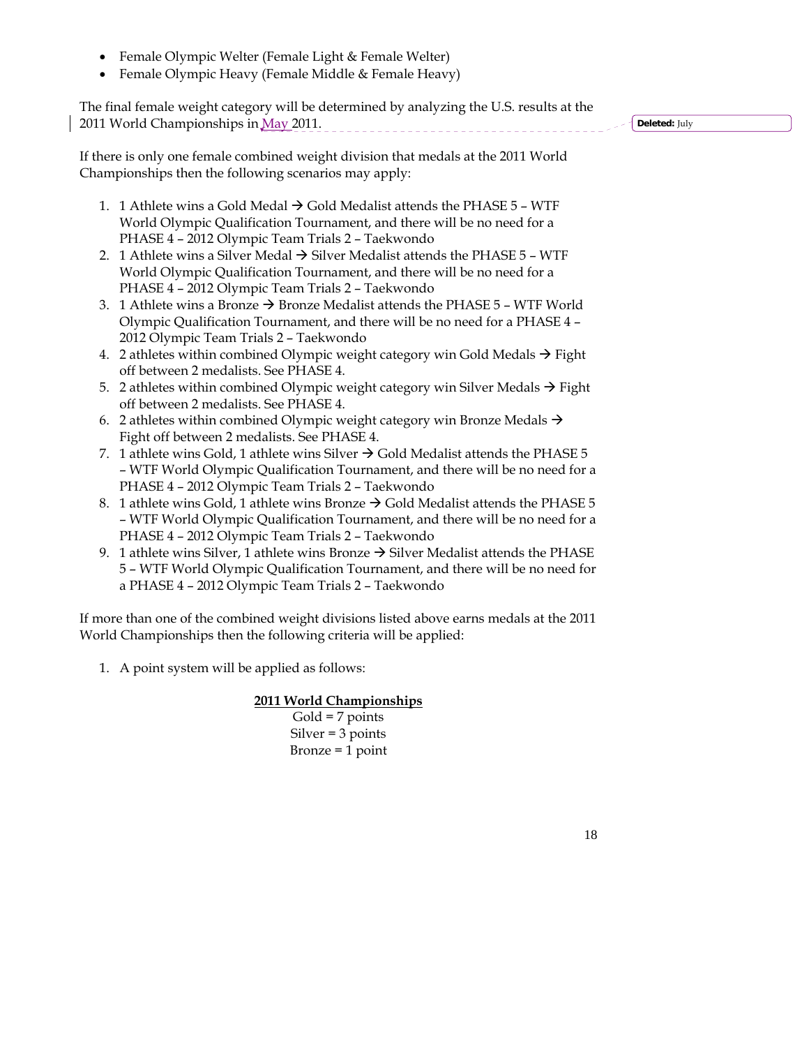- Female Olympic Welter (Female Light & Female Welter)
- Female Olympic Heavy (Female Middle & Female Heavy)

The final female weight category will be determined by analyzing the U.S. results at the 2011 World Championships in May 2011.

If there is only one female combined weight division that medals at the 2011 World Championships then the following scenarios may apply:

1. 1 Athlete wins a Gold Medal → Gold Medalist attends the PHASE 5 – WTF World Olympic Qualification Tournament, and there will be no need for a PHASE 4 – 2012 Olympic Team Trials 2 – Taekwondo
2. 1 Athlete wins a Silver Medal → Silver Medalist attends the PHASE 5 – WTF World Olympic Qualification Tournament, and there will be no need for a PHASE 4 – 2012 Olympic Team Trials 2 – Taekwondo
3. 1 Athlete wins a Bronze → Bronze Medalist attends the PHASE 5 – WTF World Olympic Qualification Tournament, and there will be no need for a PHASE 4 – 2012 Olympic Team Trials 2 – Taekwondo
4. 2 athletes within combined Olympic weight category win Gold Medals → Fight off between 2 medalists. See PHASE 4.
5. 2 athletes within combined Olympic weight category win Silver Medals → Fight off between 2 medalists. See PHASE 4.
6. 2 athletes within combined Olympic weight category win Bronze Medals → Fight off between 2 medalists. See PHASE 4.
7. 1 athlete wins Gold, 1 athlete wins Silver → Gold Medalist attends the PHASE 5 – WTF World Olympic Qualification Tournament, and there will be no need for a PHASE 4 – 2012 Olympic Team Trials 2 – Taekwondo
8. 1 athlete wins Gold, 1 athlete wins Bronze → Gold Medalist attends the PHASE 5 – WTF World Olympic Qualification Tournament, and there will be no need for a PHASE 4 – 2012 Olympic Team Trials 2 – Taekwondo
9. 1 athlete wins Silver, 1 athlete wins Bronze → Silver Medalist attends the PHASE 5 – WTF World Olympic Qualification Tournament, and there will be no need for a PHASE 4 – 2012 Olympic Team Trials 2 – Taekwondo

If more than one of the combined weight divisions listed above earns medals at the 2011 World Championships then the following criteria will be applied:

1. A point system will be applied as follows:

**2011 World Championships**

Gold = 7 points
Silver = 3 points
Bronze = 1 point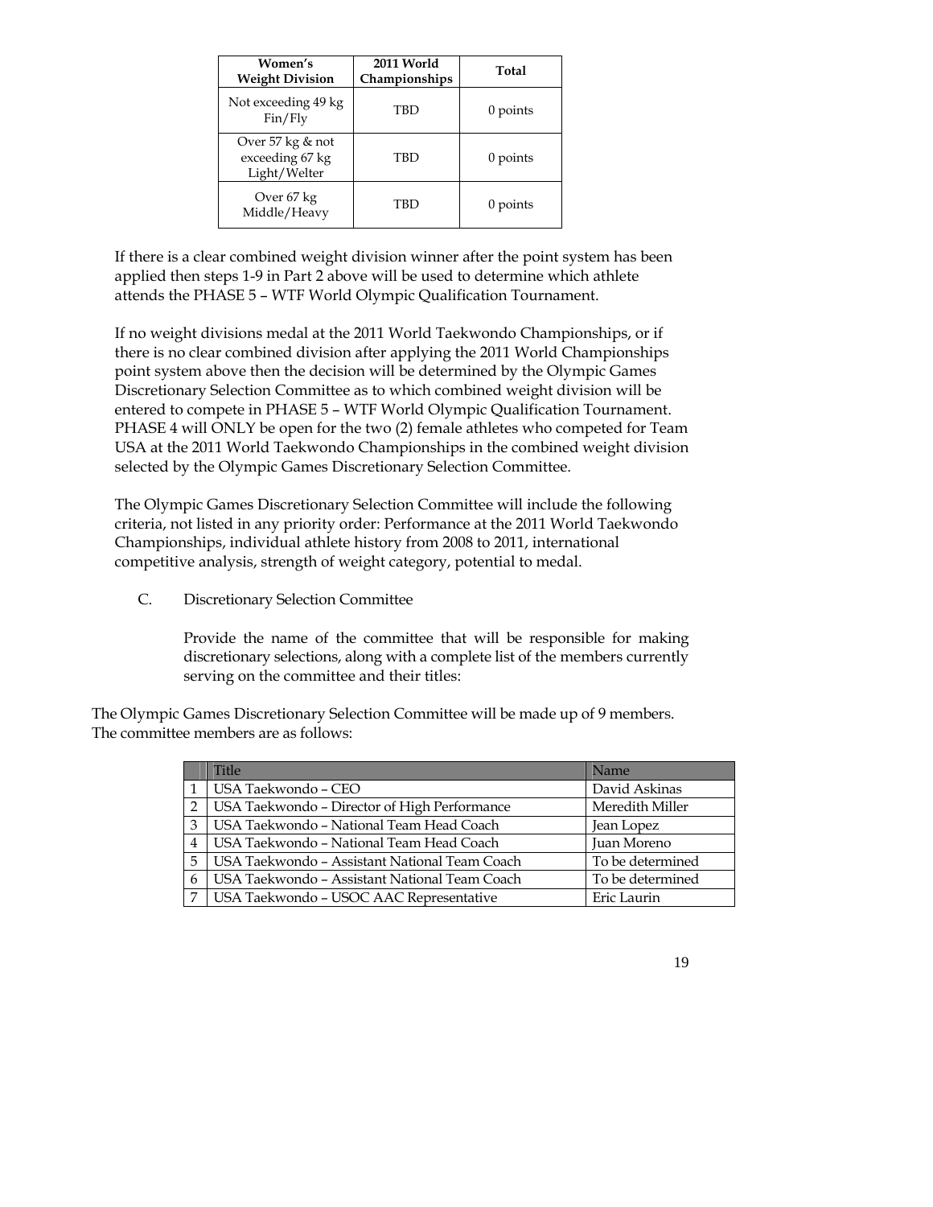| Women's Weight Division | 2011 World Championships | Total |
|---|---|---|
| Not exceeding 49 kg Fin/Fly | TBD | 0 points |
| Over 57 kg & not exceeding 67 kg Light/Welter | TBD | 0 points |
| Over 67 kg Middle/Heavy | TBD | 0 points |

If there is a clear combined weight division winner after the point system has been applied then steps 1-9 in Part 2 above will be used to determine which athlete attends the PHASE 5 – WTF World Olympic Qualification Tournament.

If no weight divisions medal at the 2011 World Taekwondo Championships, or if there is no clear combined division after applying the 2011 World Championships point system above then the decision will be determined by the Olympic Games Discretionary Selection Committee as to which combined weight division will be entered to compete in PHASE 5 – WTF World Olympic Qualification Tournament. PHASE 4 will ONLY be open for the two (2) female athletes who competed for Team USA at the 2011 World Taekwondo Championships in the combined weight division selected by the Olympic Games Discretionary Selection Committee.

The Olympic Games Discretionary Selection Committee will include the following criteria, not listed in any priority order: Performance at the 2011 World Taekwondo Championships, individual athlete history from 2008 to 2011, international competitive analysis, strength of weight category, potential to medal.

C. Discretionary Selection Committee

Provide the name of the committee that will be responsible for making discretionary selections, along with a complete list of the members currently serving on the committee and their titles:

The Olympic Games Discretionary Selection Committee will be made up of 9 members. The committee members are as follows:

| | Title | Name |
|---|---|---|
| 1 | USA Taekwondo – CEO | David Askinas |
| 2 | USA Taekwondo – Director of High Performance | Meredith Miller |
| 3 | USA Taekwondo – National Team Head Coach | Jean Lopez |
| 4 | USA Taekwondo – National Team Head Coach | Juan Moreno |
| 5 | USA Taekwondo – Assistant National Team Coach | To be determined |
| 6 | USA Taekwondo – Assistant National Team Coach | To be determined |
| 7 | USA Taekwondo – USOC AAC Representative | Eric Laurin |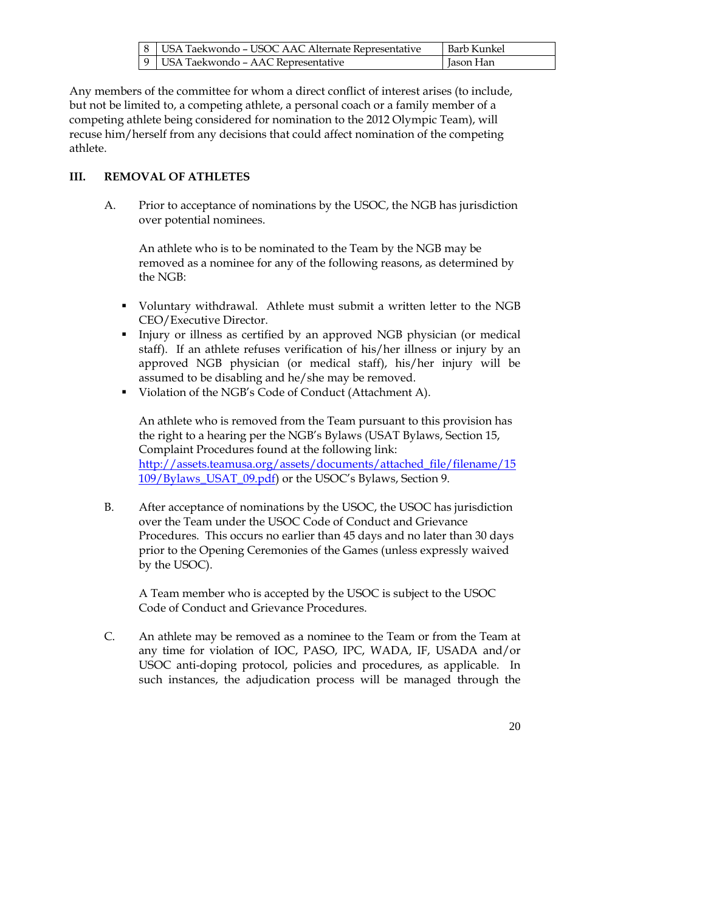| 8 | USA Taekwondo – USOC AAC Alternate Representative | Barb Kunkel |
|---|---|---|
| 9 | USA Taekwondo – AAC Representative | Jason Han |

Any members of the committee for whom a direct conflict of interest arises (to include, but not be limited to, a competing athlete, a personal coach or a family member of a competing athlete being considered for nomination to the 2012 Olympic Team), will recuse him/herself from any decisions that could affect nomination of the competing athlete.

## III. REMOVAL OF ATHLETES

A. Prior to acceptance of nominations by the USOC, the NGB has jurisdiction over potential nominees.

An athlete who is to be nominated to the Team by the NGB may be removed as a nominee for any of the following reasons, as determined by the NGB:

- Voluntary withdrawal. Athlete must submit a written letter to the NGB CEO/Executive Director.
- Injury or illness as certified by an approved NGB physician (or medical staff). If an athlete refuses verification of his/her illness or injury by an approved NGB physician (or medical staff), his/her injury will be assumed to be disabling and he/she may be removed.
- Violation of the NGB's Code of Conduct (Attachment A).

An athlete who is removed from the Team pursuant to this provision has the right to a hearing per the NGB's Bylaws (USAT Bylaws, Section 15, Complaint Procedures found at the following link: http://assets.teamusa.org/assets/documents/attached_file/filename/15109/Bylaws_USAT_09.pdf) or the USOC's Bylaws, Section 9.

B. After acceptance of nominations by the USOC, the USOC has jurisdiction over the Team under the USOC Code of Conduct and Grievance Procedures. This occurs no earlier than 45 days and no later than 30 days prior to the Opening Ceremonies of the Games (unless expressly waived by the USOC).

A Team member who is accepted by the USOC is subject to the USOC Code of Conduct and Grievance Procedures.

C. An athlete may be removed as a nominee to the Team or from the Team at any time for violation of IOC, PASO, IPC, WADA, IF, USADA and/or USOC anti-doping protocol, policies and procedures, as applicable. In such instances, the adjudication process will be managed through the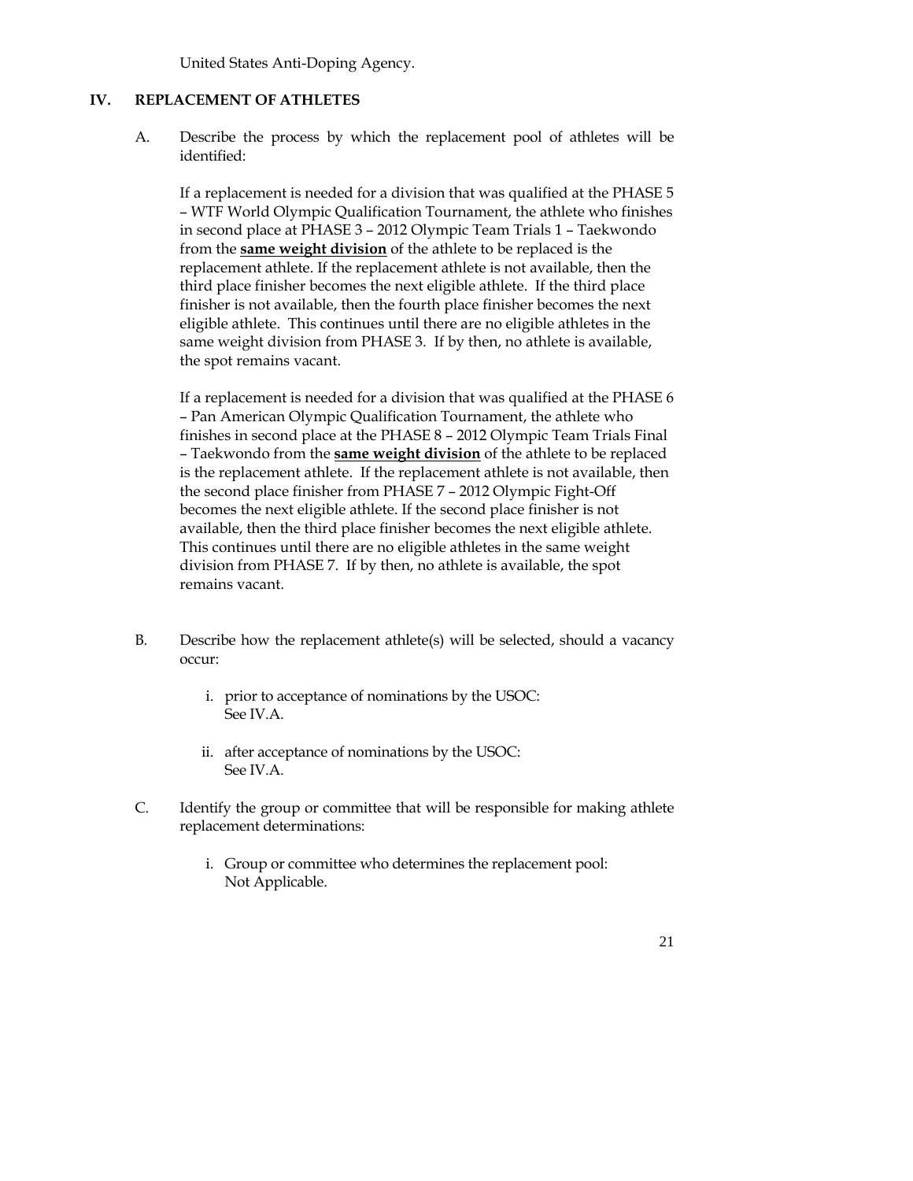United States Anti-Doping Agency.

## IV. REPLACEMENT OF ATHLETES

A. Describe the process by which the replacement pool of athletes will be identified:

If a replacement is needed for a division that was qualified at the PHASE 5 – WTF World Olympic Qualification Tournament, the athlete who finishes in second place at PHASE 3 – 2012 Olympic Team Trials 1 – Taekwondo from the **same weight division** of the athlete to be replaced is the replacement athlete. If the replacement athlete is not available, then the third place finisher becomes the next eligible athlete. If the third place finisher is not available, then the fourth place finisher becomes the next eligible athlete. This continues until there are no eligible athletes in the same weight division from PHASE 3. If by then, no athlete is available, the spot remains vacant.

If a replacement is needed for a division that was qualified at the PHASE 6 – Pan American Olympic Qualification Tournament, the athlete who finishes in second place at the PHASE 8 – 2012 Olympic Team Trials Final – Taekwondo from the **same weight division** of the athlete to be replaced is the replacement athlete. If the replacement athlete is not available, then the second place finisher from PHASE 7 – 2012 Olympic Fight-Off becomes the next eligible athlete. If the second place finisher is not available, then the third place finisher becomes the next eligible athlete. This continues until there are no eligible athletes in the same weight division from PHASE 7. If by then, no athlete is available, the spot remains vacant.

B. Describe how the replacement athlete(s) will be selected, should a vacancy occur:

i. prior to acceptance of nominations by the USOC:
See IV.A.

ii. after acceptance of nominations by the USOC:
See IV.A.

C. Identify the group or committee that will be responsible for making athlete replacement determinations:

i. Group or committee who determines the replacement pool:
Not Applicable.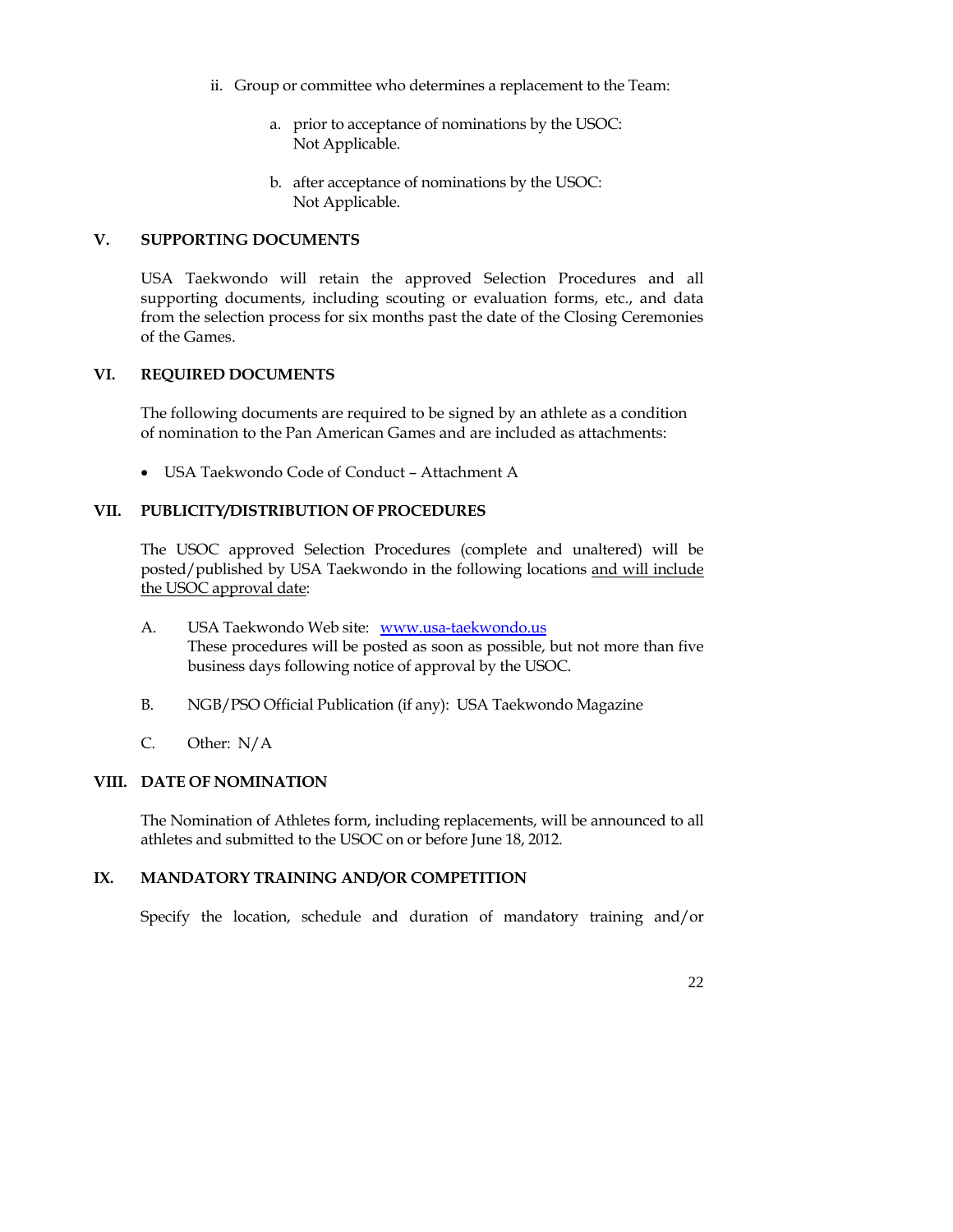ii. Group or committee who determines a replacement to the Team:

a. prior to acceptance of nominations by the USOC:
Not Applicable.

b. after acceptance of nominations by the USOC:
Not Applicable.

## V. SUPPORTING DOCUMENTS

USA Taekwondo will retain the approved Selection Procedures and all supporting documents, including scouting or evaluation forms, etc., and data from the selection process for six months past the date of the Closing Ceremonies of the Games.

## VI. REQUIRED DOCUMENTS

The following documents are required to be signed by an athlete as a condition of nomination to the Pan American Games and are included as attachments:

- USA Taekwondo Code of Conduct – Attachment A

## VII. PUBLICITY/DISTRIBUTION OF PROCEDURES

The USOC approved Selection Procedures (complete and unaltered) will be posted/published by USA Taekwondo in the following locations <u>and will include the USOC approval date</u>:

A. USA Taekwondo Web site: [www.usa-taekwondo.us](http://www.usa-taekwondo.us)
These procedures will be posted as soon as possible, but not more than five business days following notice of approval by the USOC.

B. NGB/PSO Official Publication (if any): USA Taekwondo Magazine

C. Other: N/A

## VIII. DATE OF NOMINATION

The Nomination of Athletes form, including replacements, will be announced to all athletes and submitted to the USOC on or before June 18, 2012.

## IX. MANDATORY TRAINING AND/OR COMPETITION

Specify the location, schedule and duration of mandatory training and/or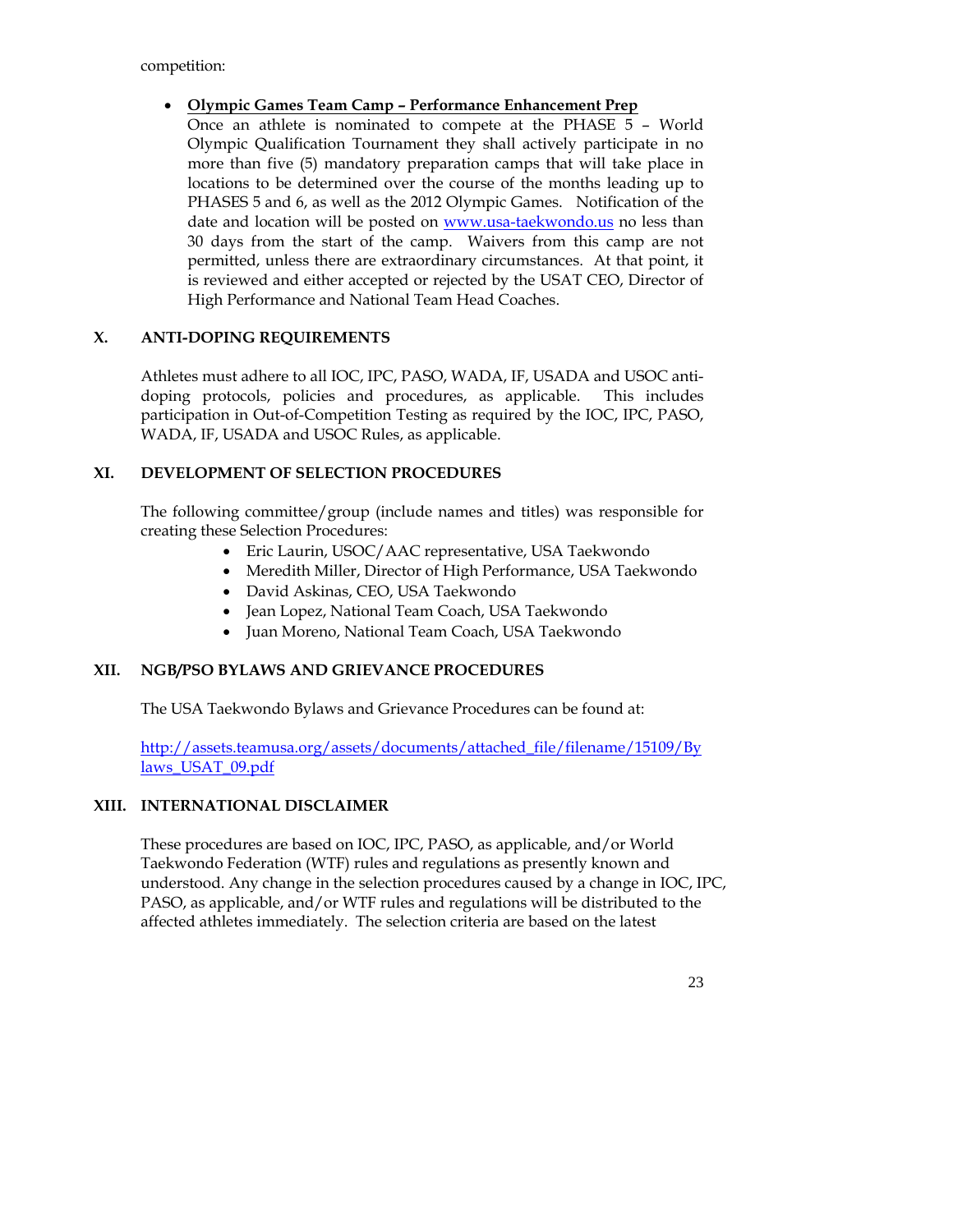competition:

- **Olympic Games Team Camp – Performance Enhancement Prep**
  Once an athlete is nominated to compete at the PHASE 5 – World Olympic Qualification Tournament they shall actively participate in no more than five (5) mandatory preparation camps that will take place in locations to be determined over the course of the months leading up to PHASES 5 and 6, as well as the 2012 Olympic Games. Notification of the date and location will be posted on [www.usa-taekwondo.us](www.usa-taekwondo.us) no less than 30 days from the start of the camp. Waivers from this camp are not permitted, unless there are extraordinary circumstances. At that point, it is reviewed and either accepted or rejected by the USAT CEO, Director of High Performance and National Team Head Coaches.

## X. ANTI-DOPING REQUIREMENTS

Athletes must adhere to all IOC, IPC, PASO, WADA, IF, USADA and USOC anti-doping protocols, policies and procedures, as applicable. This includes participation in Out-of-Competition Testing as required by the IOC, IPC, PASO, WADA, IF, USADA and USOC Rules, as applicable.

## XI. DEVELOPMENT OF SELECTION PROCEDURES

The following committee/group (include names and titles) was responsible for creating these Selection Procedures:

- Eric Laurin, USOC/AAC representative, USA Taekwondo
- Meredith Miller, Director of High Performance, USA Taekwondo
- David Askinas, CEO, USA Taekwondo
- Jean Lopez, National Team Coach, USA Taekwondo
- Juan Moreno, National Team Coach, USA Taekwondo

## XII. NGB/PSO BYLAWS AND GRIEVANCE PROCEDURES

The USA Taekwondo Bylaws and Grievance Procedures can be found at:

[http://assets.teamusa.org/assets/documents/attached_file/filename/15109/Bylaws_USAT_09.pdf](http://assets.teamusa.org/assets/documents/attached_file/filename/15109/Bylaws_USAT_09.pdf)

## XIII. INTERNATIONAL DISCLAIMER

These procedures are based on IOC, IPC, PASO, as applicable, and/or World Taekwondo Federation (WTF) rules and regulations as presently known and understood. Any change in the selection procedures caused by a change in IOC, IPC, PASO, as applicable, and/or WTF rules and regulations will be distributed to the affected athletes immediately. The selection criteria are based on the latest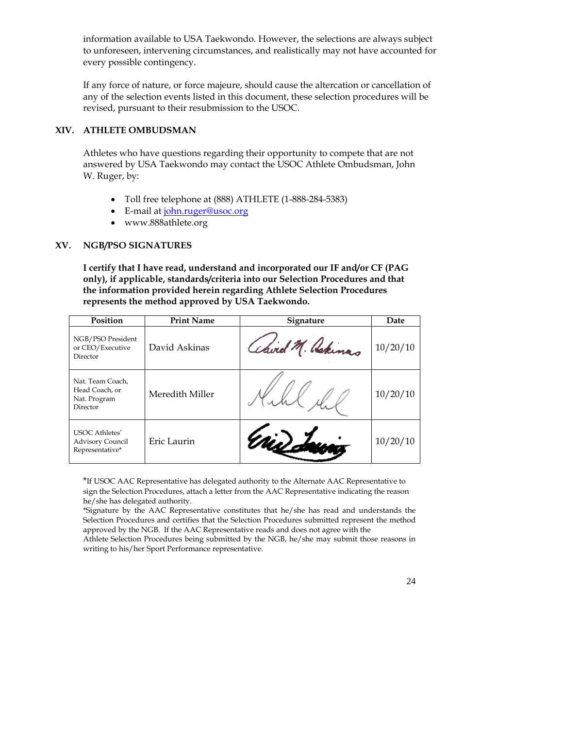information available to USA Taekwondo. However, the selections are always subject to unforeseen, intervening circumstances, and realistically may not have accounted for every possible contingency.

If any force of nature, or force majeure, should cause the altercation or cancellation of any of the selection events listed in this document, these selection procedures will be revised, pursuant to their resubmission to the USOC.

## XIV. ATHLETE OMBUDSMAN

Athletes who have questions regarding their opportunity to compete that are not answered by USA Taekwondo may contact the USOC Athlete Ombudsman, John W. Ruger, by:

- Toll free telephone at (888) ATHLETE (1-888-284-5383)
- E-mail at john.ruger@usoc.org
- www.888athlete.org

## XV. NGB/PSO SIGNATURES

**I certify that I have read, understand and incorporated our IF and/or CF (PAG only), if applicable, standards/criteria into our Selection Procedures and that the information provided herein regarding Athlete Selection Procedures represents the method approved by USA Taekwondo.**

| Position | Print Name | Signature | Date |
|---|---|---|---|
| NGB/PSO President or CEO/Executive Director | David Askinas | David M. Askinas | 10/20/10 |
| Nat. Team Coach, Head Coach, or Nat. Program Director | Meredith Miller | | 10/20/10 |
| USOC Athletes' Advisory Council Representative* | Eric Laurin | Eric Laurin | 10/20/10 |

*If USOC AAC Representative has delegated authority to the Alternate AAC Representative to sign the Selection Procedures, attach a letter from the AAC Representative indicating the reason he/she has delegated authority.
*Signature by the AAC Representative constitutes that he/she has read and understands the Selection Procedures and certifies that the Selection Procedures submitted represent the method approved by the NGB. If the AAC Representative reads and does not agree with the Athlete Selection Procedures being submitted by the NGB, he/she may submit those reasons in writing to his/her Sport Performance representative.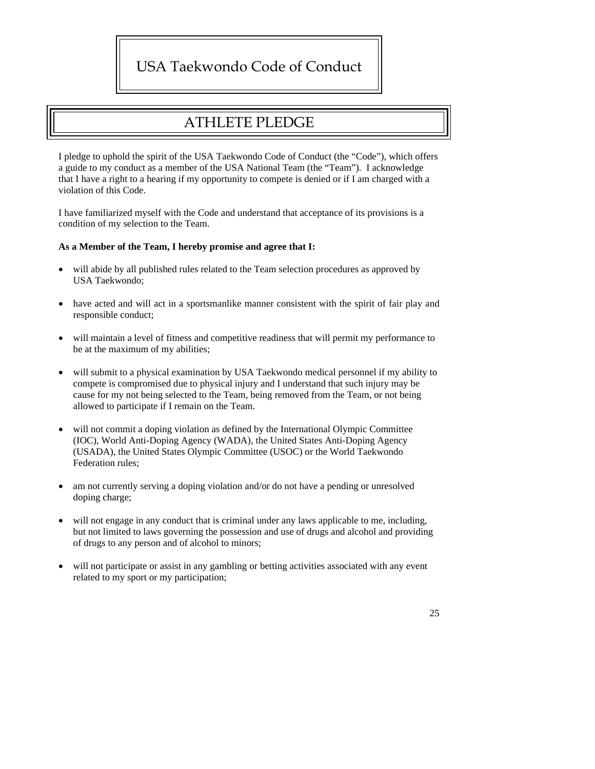# USA Taekwondo Code of Conduct

## ATHLETE PLEDGE

I pledge to uphold the spirit of the USA Taekwondo Code of Conduct (the "Code"), which offers a guide to my conduct as a member of the USA National Team (the "Team"). I acknowledge that I have a right to a hearing if my opportunity to compete is denied or if I am charged with a violation of this Code.

I have familiarized myself with the Code and understand that acceptance of its provisions is a condition of my selection to the Team.

**As a Member of the Team, I hereby promise and agree that I:**

- will abide by all published rules related to the Team selection procedures as approved by USA Taekwondo;
- have acted and will act in a sportsmanlike manner consistent with the spirit of fair play and responsible conduct;
- will maintain a level of fitness and competitive readiness that will permit my performance to be at the maximum of my abilities;
- will submit to a physical examination by USA Taekwondo medical personnel if my ability to compete is compromised due to physical injury and I understand that such injury may be cause for my not being selected to the Team, being removed from the Team, or not being allowed to participate if I remain on the Team.
- will not commit a doping violation as defined by the International Olympic Committee (IOC), World Anti-Doping Agency (WADA), the United States Anti-Doping Agency (USADA), the United States Olympic Committee (USOC) or the World Taekwondo Federation rules;
- am not currently serving a doping violation and/or do not have a pending or unresolved doping charge;
- will not engage in any conduct that is criminal under any laws applicable to me, including, but not limited to laws governing the possession and use of drugs and alcohol and providing of drugs to any person and of alcohol to minors;
- will not participate or assist in any gambling or betting activities associated with any event related to my sport or my participation;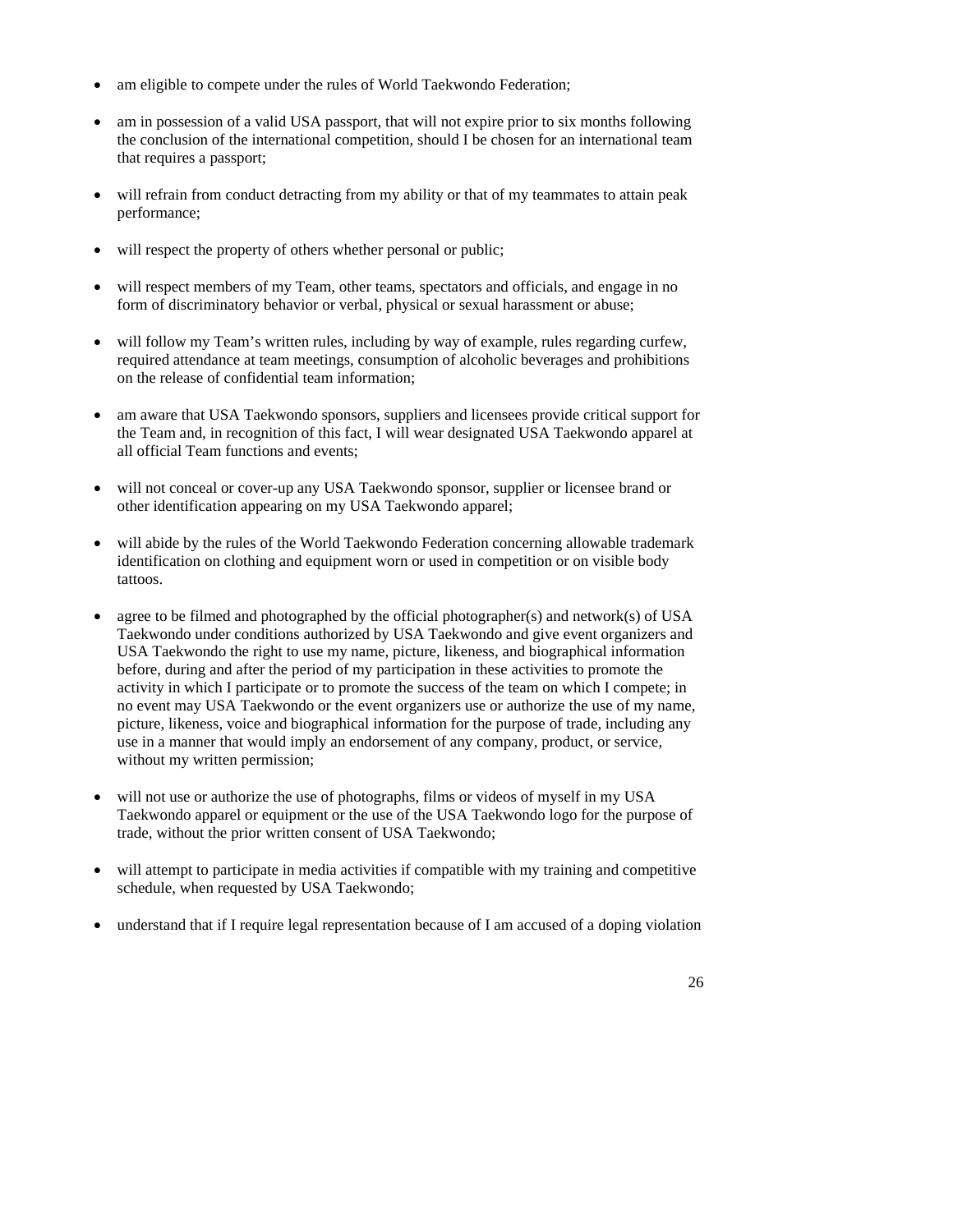- am eligible to compete under the rules of World Taekwondo Federation;

- am in possession of a valid USA passport, that will not expire prior to six months following the conclusion of the international competition, should I be chosen for an international team that requires a passport;

- will refrain from conduct detracting from my ability or that of my teammates to attain peak performance;

- will respect the property of others whether personal or public;

- will respect members of my Team, other teams, spectators and officials, and engage in no form of discriminatory behavior or verbal, physical or sexual harassment or abuse;

- will follow my Team's written rules, including by way of example, rules regarding curfew, required attendance at team meetings, consumption of alcoholic beverages and prohibitions on the release of confidential team information;

- am aware that USA Taekwondo sponsors, suppliers and licensees provide critical support for the Team and, in recognition of this fact, I will wear designated USA Taekwondo apparel at all official Team functions and events;

- will not conceal or cover-up any USA Taekwondo sponsor, supplier or licensee brand or other identification appearing on my USA Taekwondo apparel;

- will abide by the rules of the World Taekwondo Federation concerning allowable trademark identification on clothing and equipment worn or used in competition or on visible body tattoos.

- agree to be filmed and photographed by the official photographer(s) and network(s) of USA Taekwondo under conditions authorized by USA Taekwondo and give event organizers and USA Taekwondo the right to use my name, picture, likeness, and biographical information before, during and after the period of my participation in these activities to promote the activity in which I participate or to promote the success of the team on which I compete; in no event may USA Taekwondo or the event organizers use or authorize the use of my name, picture, likeness, voice and biographical information for the purpose of trade, including any use in a manner that would imply an endorsement of any company, product, or service, without my written permission;

- will not use or authorize the use of photographs, films or videos of myself in my USA Taekwondo apparel or equipment or the use of the USA Taekwondo logo for the purpose of trade, without the prior written consent of USA Taekwondo;

- will attempt to participate in media activities if compatible with my training and competitive schedule, when requested by USA Taekwondo;

- understand that if I require legal representation because of I am accused of a doping violation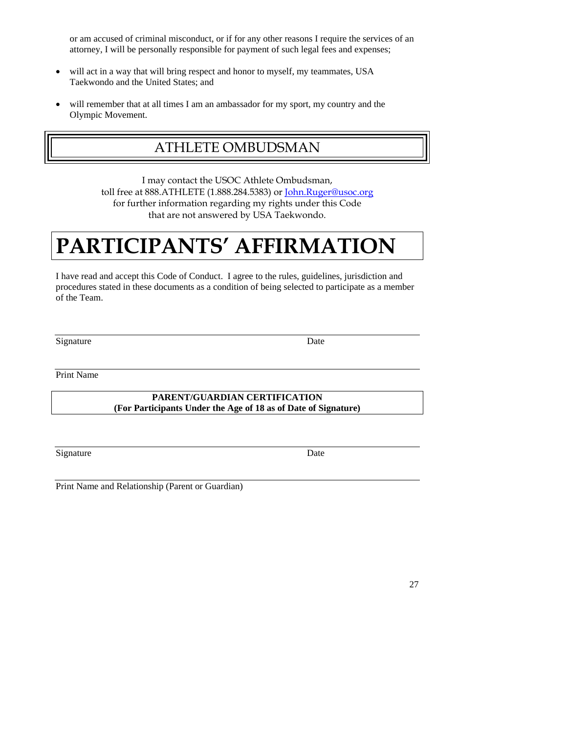or am accused of criminal misconduct, or if for any other reasons I require the services of an attorney, I will be personally responsible for payment of such legal fees and expenses;

- will act in a way that will bring respect and honor to myself, my teammates, USA Taekwondo and the United States; and
- will remember that at all times I am an ambassador for my sport, my country and the Olympic Movement.

## ATHLETE OMBUDSMAN

I may contact the USOC Athlete Ombudsman,
toll free at 888.ATHLETE (1.888.284.5383) or John.Ruger@usoc.org
for further information regarding my rights under this Code
that are not answered by USA Taekwondo.

# PARTICIPANTS' AFFIRMATION

I have read and accept this Code of Conduct. I agree to the rules, guidelines, jurisdiction and procedures stated in these documents as a condition of being selected to participate as a member of the Team.

______________________________________________________________________

Signature                                                                                    Date

______________________________________________________________________

Print Name

**PARENT/GUARDIAN CERTIFICATION**
**(For Participants Under the Age of 18 as of Date of Signature)**

______________________________________________________________________

Signature                                                                                    Date

______________________________________________________________________

Print Name and Relationship (Parent or Guardian)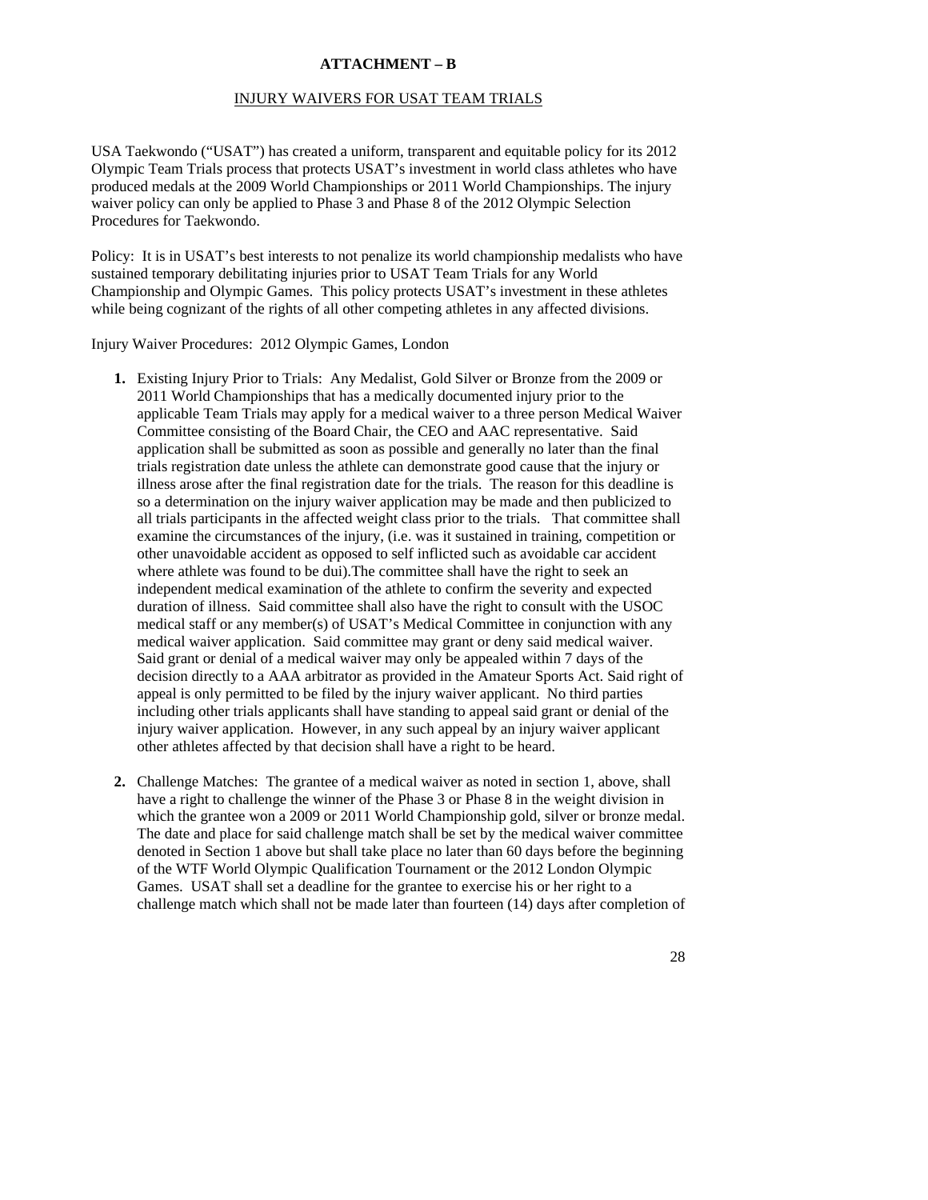**ATTACHMENT – B**

INJURY WAIVERS FOR USAT TEAM TRIALS

USA Taekwondo ("USAT") has created a uniform, transparent and equitable policy for its 2012 Olympic Team Trials process that protects USAT's investment in world class athletes who have produced medals at the 2009 World Championships or 2011 World Championships. The injury waiver policy can only be applied to Phase 3 and Phase 8 of the 2012 Olympic Selection Procedures for Taekwondo.

Policy: It is in USAT's best interests to not penalize its world championship medalists who have sustained temporary debilitating injuries prior to USAT Team Trials for any World Championship and Olympic Games. This policy protects USAT's investment in these athletes while being cognizant of the rights of all other competing athletes in any affected divisions.

Injury Waiver Procedures: 2012 Olympic Games, London

1. Existing Injury Prior to Trials: Any Medalist, Gold Silver or Bronze from the 2009 or 2011 World Championships that has a medically documented injury prior to the applicable Team Trials may apply for a medical waiver to a three person Medical Waiver Committee consisting of the Board Chair, the CEO and AAC representative. Said application shall be submitted as soon as possible and generally no later than the final trials registration date unless the athlete can demonstrate good cause that the injury or illness arose after the final registration date for the trials. The reason for this deadline is so a determination on the injury waiver application may be made and then publicized to all trials participants in the affected weight class prior to the trials. That committee shall examine the circumstances of the injury, (i.e. was it sustained in training, competition or other unavoidable accident as opposed to self inflicted such as avoidable car accident where athlete was found to be dui).The committee shall have the right to seek an independent medical examination of the athlete to confirm the severity and expected duration of illness. Said committee shall also have the right to consult with the USOC medical staff or any member(s) of USAT's Medical Committee in conjunction with any medical waiver application. Said committee may grant or deny said medical waiver. Said grant or denial of a medical waiver may only be appealed within 7 days of the decision directly to a AAA arbitrator as provided in the Amateur Sports Act. Said right of appeal is only permitted to be filed by the injury waiver applicant. No third parties including other trials applicants shall have standing to appeal said grant or denial of the injury waiver application. However, in any such appeal by an injury waiver applicant other athletes affected by that decision shall have a right to be heard.

2. Challenge Matches: The grantee of a medical waiver as noted in section 1, above, shall have a right to challenge the winner of the Phase 3 or Phase 8 in the weight division in which the grantee won a 2009 or 2011 World Championship gold, silver or bronze medal. The date and place for said challenge match shall be set by the medical waiver committee denoted in Section 1 above but shall take place no later than 60 days before the beginning of the WTF World Olympic Qualification Tournament or the 2012 London Olympic Games. USAT shall set a deadline for the grantee to exercise his or her right to a challenge match which shall not be made later than fourteen (14) days after completion of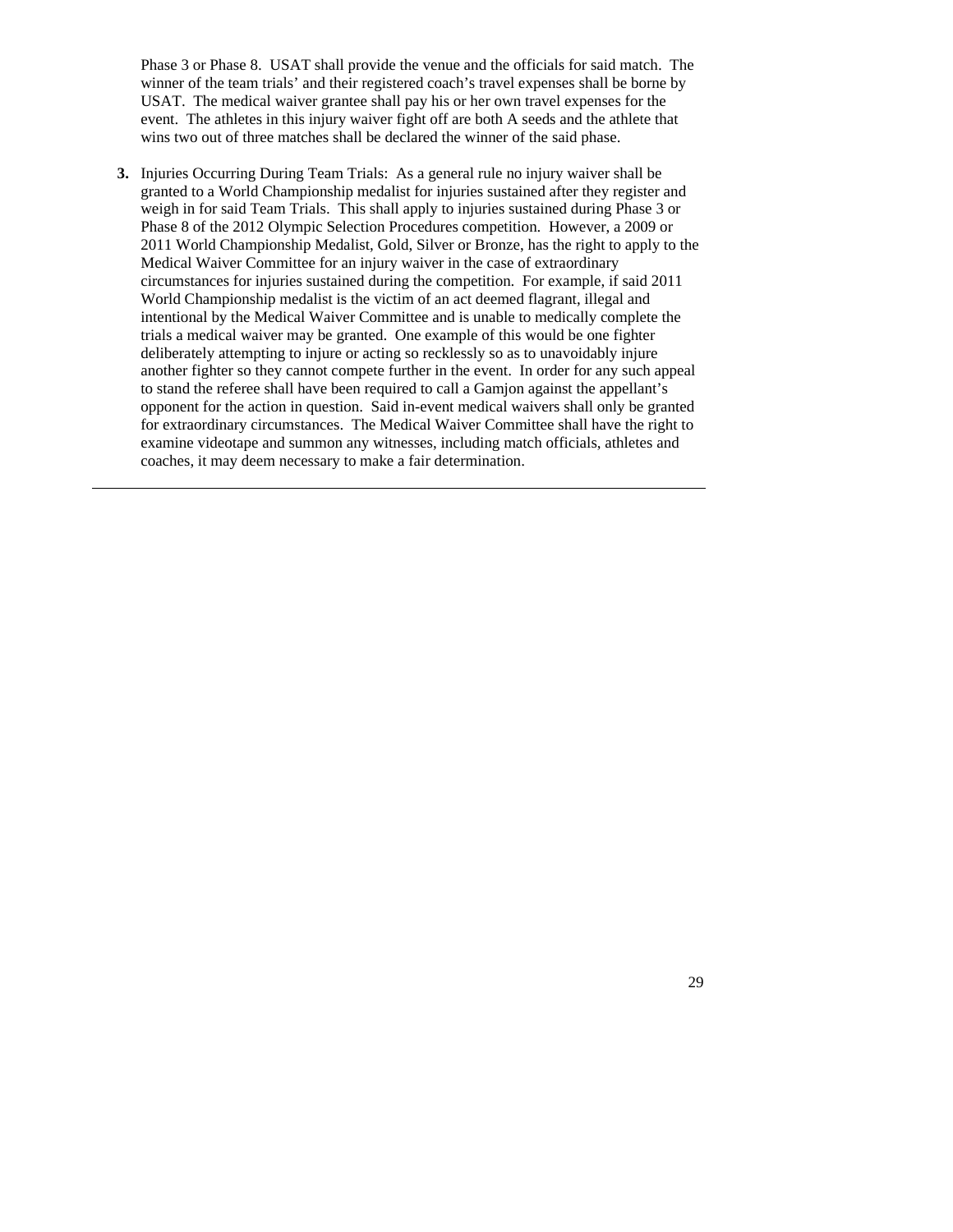Phase 3 or Phase 8. USAT shall provide the venue and the officials for said match. The winner of the team trials' and their registered coach's travel expenses shall be borne by USAT. The medical waiver grantee shall pay his or her own travel expenses for the event. The athletes in this injury waiver fight off are both A seeds and the athlete that wins two out of three matches shall be declared the winner of the said phase.

**3.** Injuries Occurring During Team Trials: As a general rule no injury waiver shall be granted to a World Championship medalist for injuries sustained after they register and weigh in for said Team Trials. This shall apply to injuries sustained during Phase 3 or Phase 8 of the 2012 Olympic Selection Procedures competition. However, a 2009 or 2011 World Championship Medalist, Gold, Silver or Bronze, has the right to apply to the Medical Waiver Committee for an injury waiver in the case of extraordinary circumstances for injuries sustained during the competition. For example, if said 2011 World Championship medalist is the victim of an act deemed flagrant, illegal and intentional by the Medical Waiver Committee and is unable to medically complete the trials a medical waiver may be granted. One example of this would be one fighter deliberately attempting to injure or acting so recklessly so as to unavoidably injure another fighter so they cannot compete further in the event. In order for any such appeal to stand the referee shall have been required to call a Gamjon against the appellant's opponent for the action in question. Said in-event medical waivers shall only be granted for extraordinary circumstances. The Medical Waiver Committee shall have the right to examine videotape and summon any witnesses, including match officials, athletes and coaches, it may deem necessary to make a fair determination.

---